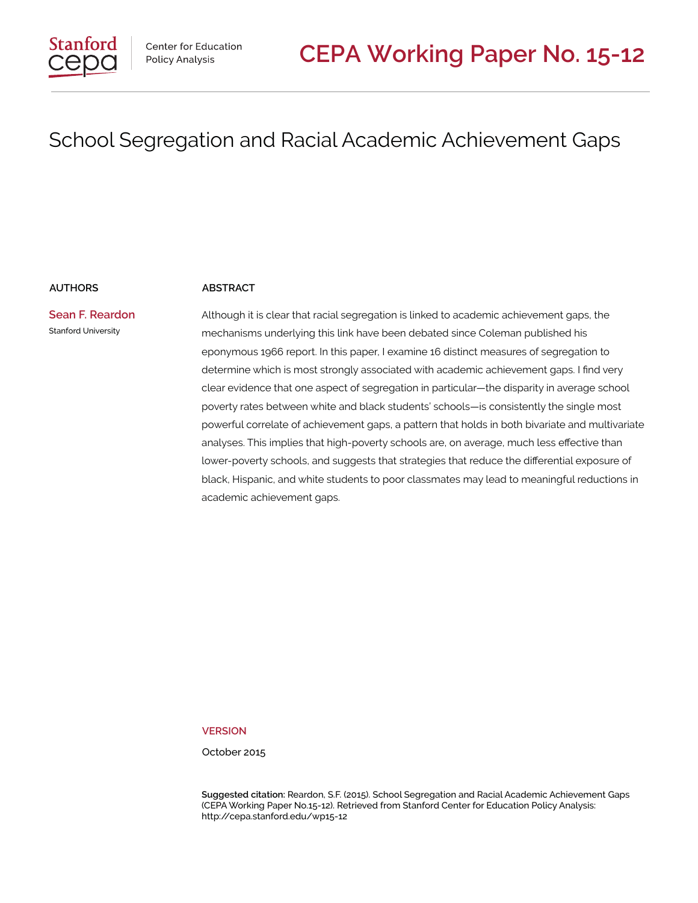Stanford cepa | Center for Education Policy Analysis

# CEPA Working Paper No. 15-12

## School Segregation and Racial Academic Achievement Gaps

**AUTHORS**

**Sean F. Reardon**
Stanford University

**ABSTRACT**

Although it is clear that racial segregation is linked to academic achievement gaps, the mechanisms underlying this link have been debated since Coleman published his eponymous 1966 report. In this paper, I examine 16 distinct measures of segregation to determine which is most strongly associated with academic achievement gaps. I find very clear evidence that one aspect of segregation in particular—the disparity in average school poverty rates between white and black students' schools—is consistently the single most powerful correlate of achievement gaps, a pattern that holds in both bivariate and multivariate analyses. This implies that high-poverty schools are, on average, much less effective than lower-poverty schools, and suggests that strategies that reduce the differential exposure of black, Hispanic, and white students to poor classmates may lead to meaningful reductions in academic achievement gaps.

**VERSION**

October 2015

**Suggested citation:** Reardon, S.F. (2015). School Segregation and Racial Academic Achievement Gaps (CEPA Working Paper No.15-12). Retrieved from Stanford Center for Education Policy Analysis: http://cepa.stanford.edu/wp15-12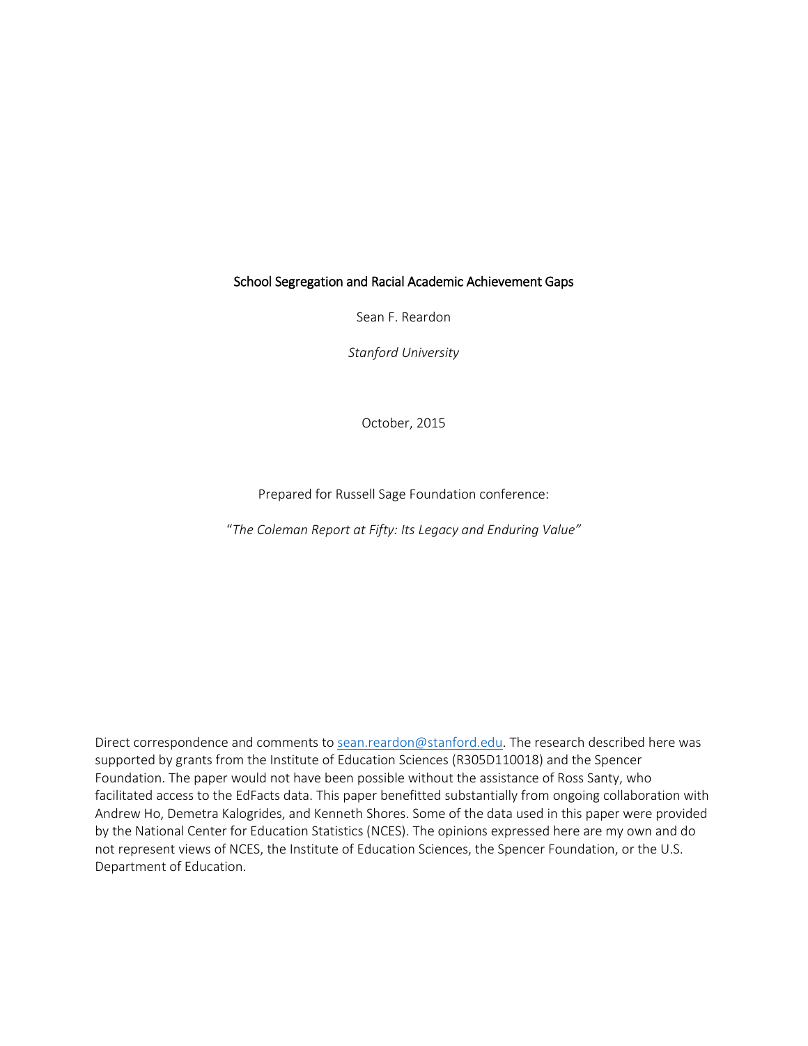# School Segregation and Racial Academic Achievement Gaps

Sean F. Reardon

*Stanford University*

October, 2015

Prepared for Russell Sage Foundation conference:

*"The Coleman Report at Fifty: Its Legacy and Enduring Value"*

Direct correspondence and comments to sean.reardon@stanford.edu. The research described here was supported by grants from the Institute of Education Sciences (R305D110018) and the Spencer Foundation. The paper would not have been possible without the assistance of Ross Santy, who facilitated access to the EdFacts data. This paper benefitted substantially from ongoing collaboration with Andrew Ho, Demetra Kalogrides, and Kenneth Shores. Some of the data used in this paper were provided by the National Center for Education Statistics (NCES). The opinions expressed here are my own and do not represent views of NCES, the Institute of Education Sciences, the Spencer Foundation, or the U.S. Department of Education.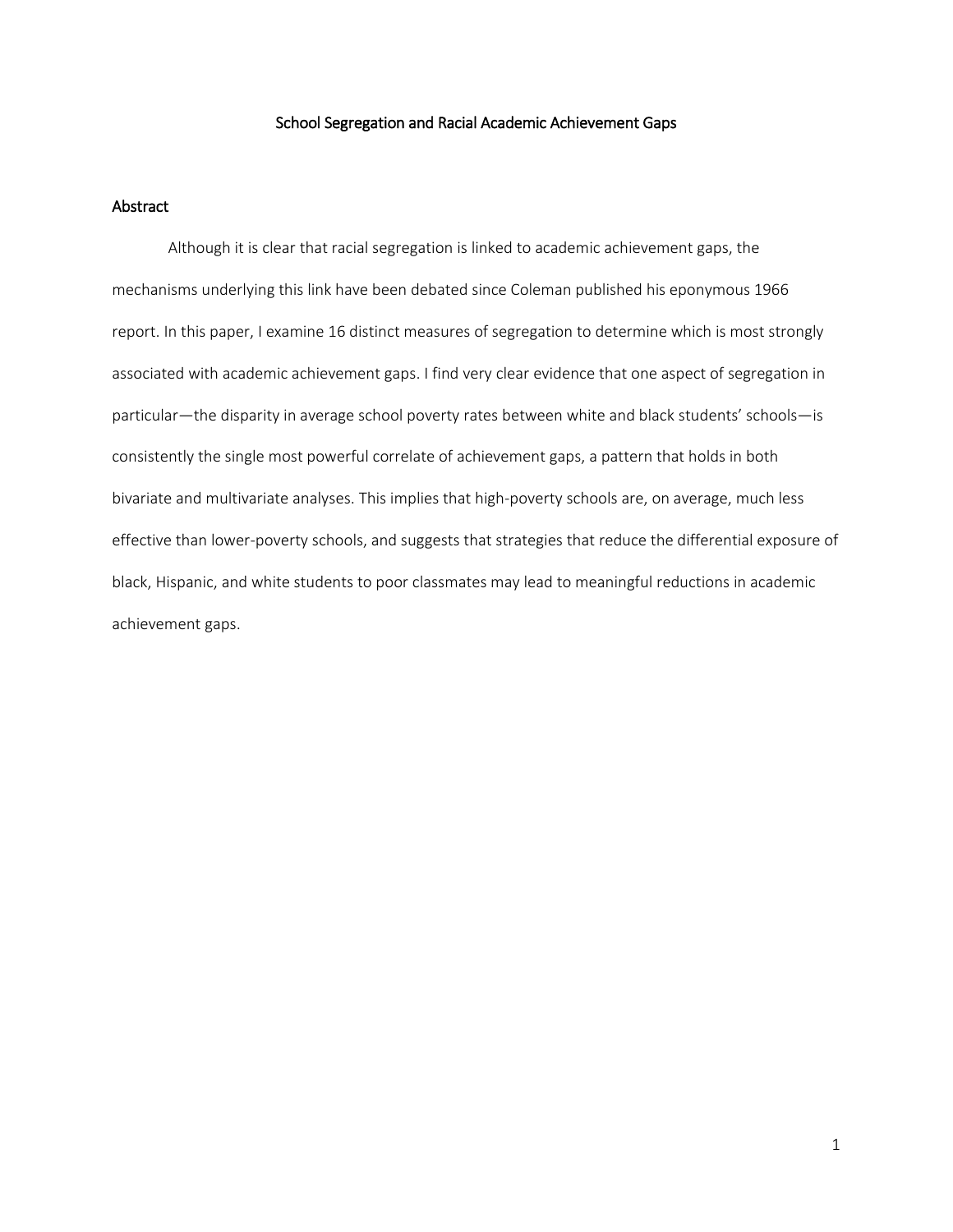# School Segregation and Racial Academic Achievement Gaps

## Abstract

Although it is clear that racial segregation is linked to academic achievement gaps, the mechanisms underlying this link have been debated since Coleman published his eponymous 1966 report. In this paper, I examine 16 distinct measures of segregation to determine which is most strongly associated with academic achievement gaps. I find very clear evidence that one aspect of segregation in particular—the disparity in average school poverty rates between white and black students' schools—is consistently the single most powerful correlate of achievement gaps, a pattern that holds in both bivariate and multivariate analyses. This implies that high-poverty schools are, on average, much less effective than lower-poverty schools, and suggests that strategies that reduce the differential exposure of black, Hispanic, and white students to poor classmates may lead to meaningful reductions in academic achievement gaps.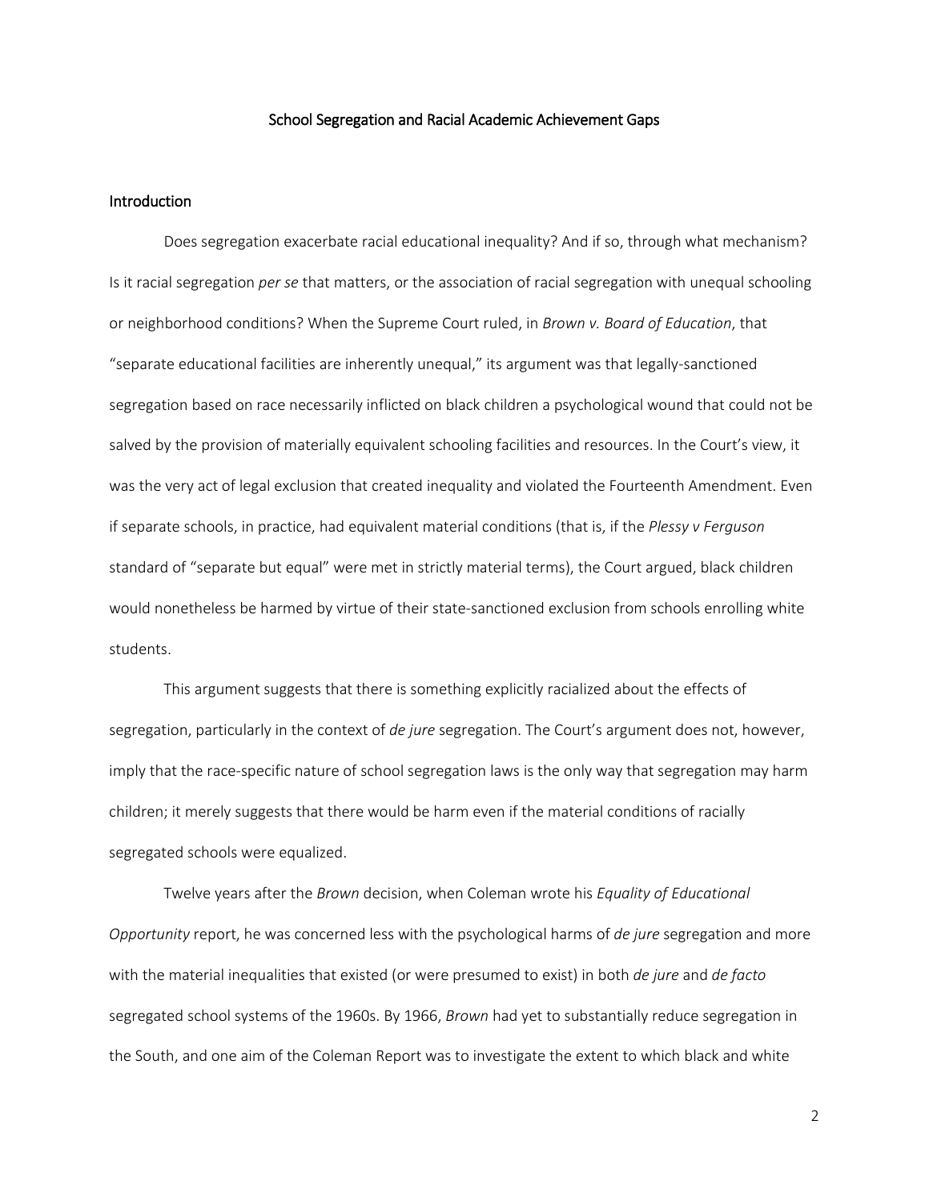# School Segregation and Racial Academic Achievement Gaps

## Introduction

Does segregation exacerbate racial educational inequality? And if so, through what mechanism? Is it racial segregation *per se* that matters, or the association of racial segregation with unequal schooling or neighborhood conditions? When the Supreme Court ruled, in *Brown v. Board of Education*, that "separate educational facilities are inherently unequal," its argument was that legally-sanctioned segregation based on race necessarily inflicted on black children a psychological wound that could not be salved by the provision of materially equivalent schooling facilities and resources. In the Court's view, it was the very act of legal exclusion that created inequality and violated the Fourteenth Amendment. Even if separate schools, in practice, had equivalent material conditions (that is, if the *Plessy v Ferguson* standard of "separate but equal" were met in strictly material terms), the Court argued, black children would nonetheless be harmed by virtue of their state-sanctioned exclusion from schools enrolling white students.

This argument suggests that there is something explicitly racialized about the effects of segregation, particularly in the context of *de jure* segregation. The Court's argument does not, however, imply that the race-specific nature of school segregation laws is the only way that segregation may harm children; it merely suggests that there would be harm even if the material conditions of racially segregated schools were equalized.

Twelve years after the *Brown* decision, when Coleman wrote his *Equality of Educational Opportunity* report, he was concerned less with the psychological harms of *de jure* segregation and more with the material inequalities that existed (or were presumed to exist) in both *de jure* and *de facto* segregated school systems of the 1960s. By 1966, *Brown* had yet to substantially reduce segregation in the South, and one aim of the Coleman Report was to investigate the extent to which black and white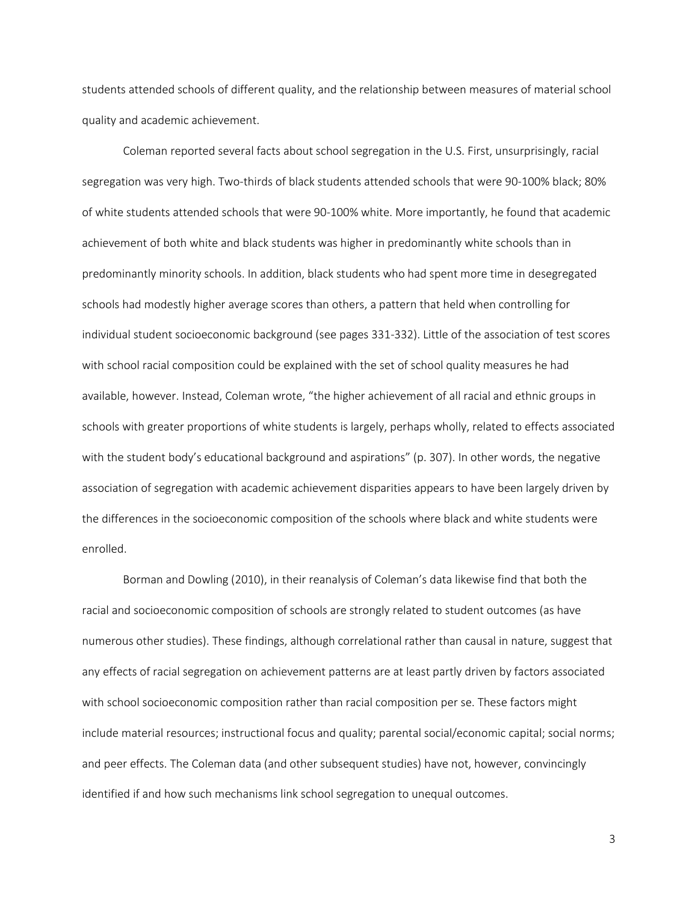students attended schools of different quality, and the relationship between measures of material school quality and academic achievement.

Coleman reported several facts about school segregation in the U.S. First, unsurprisingly, racial segregation was very high. Two-thirds of black students attended schools that were 90-100% black; 80% of white students attended schools that were 90-100% white. More importantly, he found that academic achievement of both white and black students was higher in predominantly white schools than in predominantly minority schools. In addition, black students who had spent more time in desegregated schools had modestly higher average scores than others, a pattern that held when controlling for individual student socioeconomic background (see pages 331-332). Little of the association of test scores with school racial composition could be explained with the set of school quality measures he had available, however. Instead, Coleman wrote, "the higher achievement of all racial and ethnic groups in schools with greater proportions of white students is largely, perhaps wholly, related to effects associated with the student body's educational background and aspirations" (p. 307). In other words, the negative association of segregation with academic achievement disparities appears to have been largely driven by the differences in the socioeconomic composition of the schools where black and white students were enrolled.

Borman and Dowling (2010), in their reanalysis of Coleman's data likewise find that both the racial and socioeconomic composition of schools are strongly related to student outcomes (as have numerous other studies). These findings, although correlational rather than causal in nature, suggest that any effects of racial segregation on achievement patterns are at least partly driven by factors associated with school socioeconomic composition rather than racial composition per se. These factors might include material resources; instructional focus and quality; parental social/economic capital; social norms; and peer effects. The Coleman data (and other subsequent studies) have not, however, convincingly identified if and how such mechanisms link school segregation to unequal outcomes.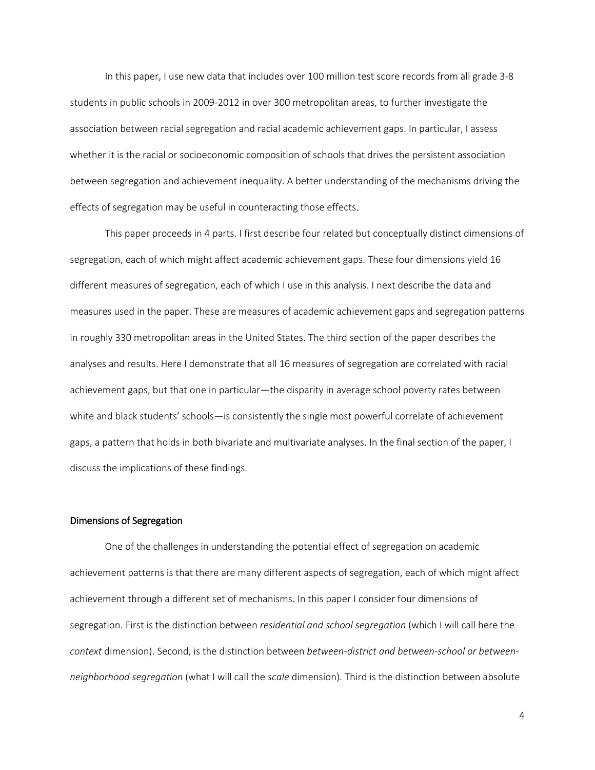In this paper, I use new data that includes over 100 million test score records from all grade 3-8 students in public schools in 2009-2012 in over 300 metropolitan areas, to further investigate the association between racial segregation and racial academic achievement gaps. In particular, I assess whether it is the racial or socioeconomic composition of schools that drives the persistent association between segregation and achievement inequality. A better understanding of the mechanisms driving the effects of segregation may be useful in counteracting those effects.

This paper proceeds in 4 parts. I first describe four related but conceptually distinct dimensions of segregation, each of which might affect academic achievement gaps. These four dimensions yield 16 different measures of segregation, each of which I use in this analysis. I next describe the data and measures used in the paper. These are measures of academic achievement gaps and segregation patterns in roughly 330 metropolitan areas in the United States. The third section of the paper describes the analyses and results. Here I demonstrate that all 16 measures of segregation are correlated with racial achievement gaps, but that one in particular—the disparity in average school poverty rates between white and black students' schools—is consistently the single most powerful correlate of achievement gaps, a pattern that holds in both bivariate and multivariate analyses. In the final section of the paper, I discuss the implications of these findings.

## Dimensions of Segregation

One of the challenges in understanding the potential effect of segregation on academic achievement patterns is that there are many different aspects of segregation, each of which might affect achievement through a different set of mechanisms. In this paper I consider four dimensions of segregation. First is the distinction between *residential and school segregation* (which I will call here the *context* dimension). Second, is the distinction between *between-district and between-school or between-neighborhood segregation* (what I will call the *scale* dimension). Third is the distinction between absolute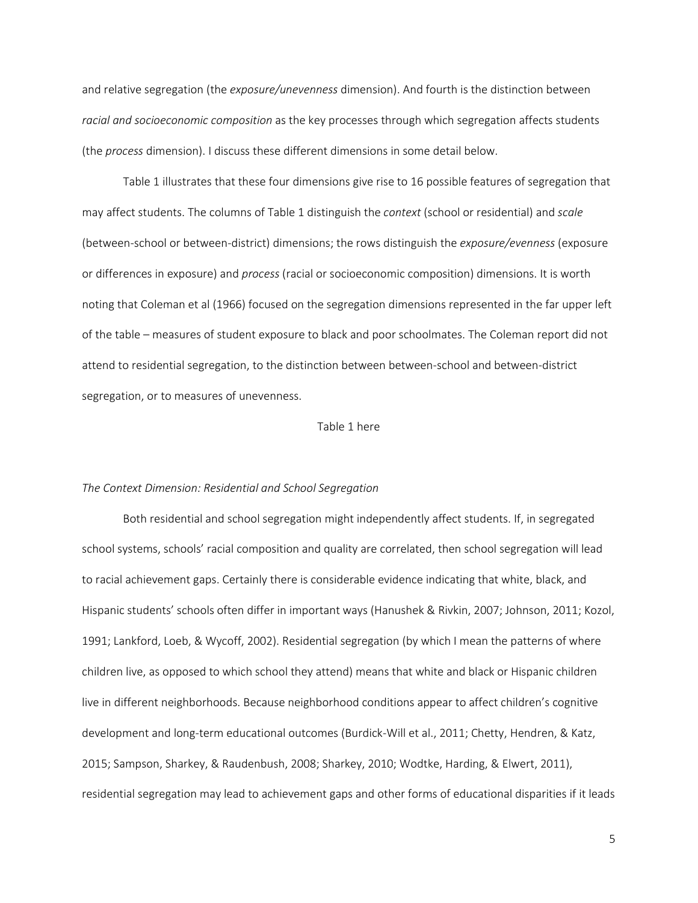and relative segregation (the *exposure/unevenness* dimension). And fourth is the distinction between *racial and socioeconomic composition* as the key processes through which segregation affects students (the *process* dimension). I discuss these different dimensions in some detail below.

Table 1 illustrates that these four dimensions give rise to 16 possible features of segregation that may affect students. The columns of Table 1 distinguish the *context* (school or residential) and *scale* (between-school or between-district) dimensions; the rows distinguish the *exposure/evenness* (exposure or differences in exposure) and *process* (racial or socioeconomic composition) dimensions. It is worth noting that Coleman et al (1966) focused on the segregation dimensions represented in the far upper left of the table – measures of student exposure to black and poor schoolmates. The Coleman report did not attend to residential segregation, to the distinction between between-school and between-district segregation, or to measures of unevenness.

Table 1 here

*The Context Dimension: Residential and School Segregation*

Both residential and school segregation might independently affect students. If, in segregated school systems, schools' racial composition and quality are correlated, then school segregation will lead to racial achievement gaps. Certainly there is considerable evidence indicating that white, black, and Hispanic students' schools often differ in important ways (Hanushek & Rivkin, 2007; Johnson, 2011; Kozol, 1991; Lankford, Loeb, & Wycoff, 2002). Residential segregation (by which I mean the patterns of where children live, as opposed to which school they attend) means that white and black or Hispanic children live in different neighborhoods. Because neighborhood conditions appear to affect children's cognitive development and long-term educational outcomes (Burdick-Will et al., 2011; Chetty, Hendren, & Katz, 2015; Sampson, Sharkey, & Raudenbush, 2008; Sharkey, 2010; Wodtke, Harding, & Elwert, 2011), residential segregation may lead to achievement gaps and other forms of educational disparities if it leads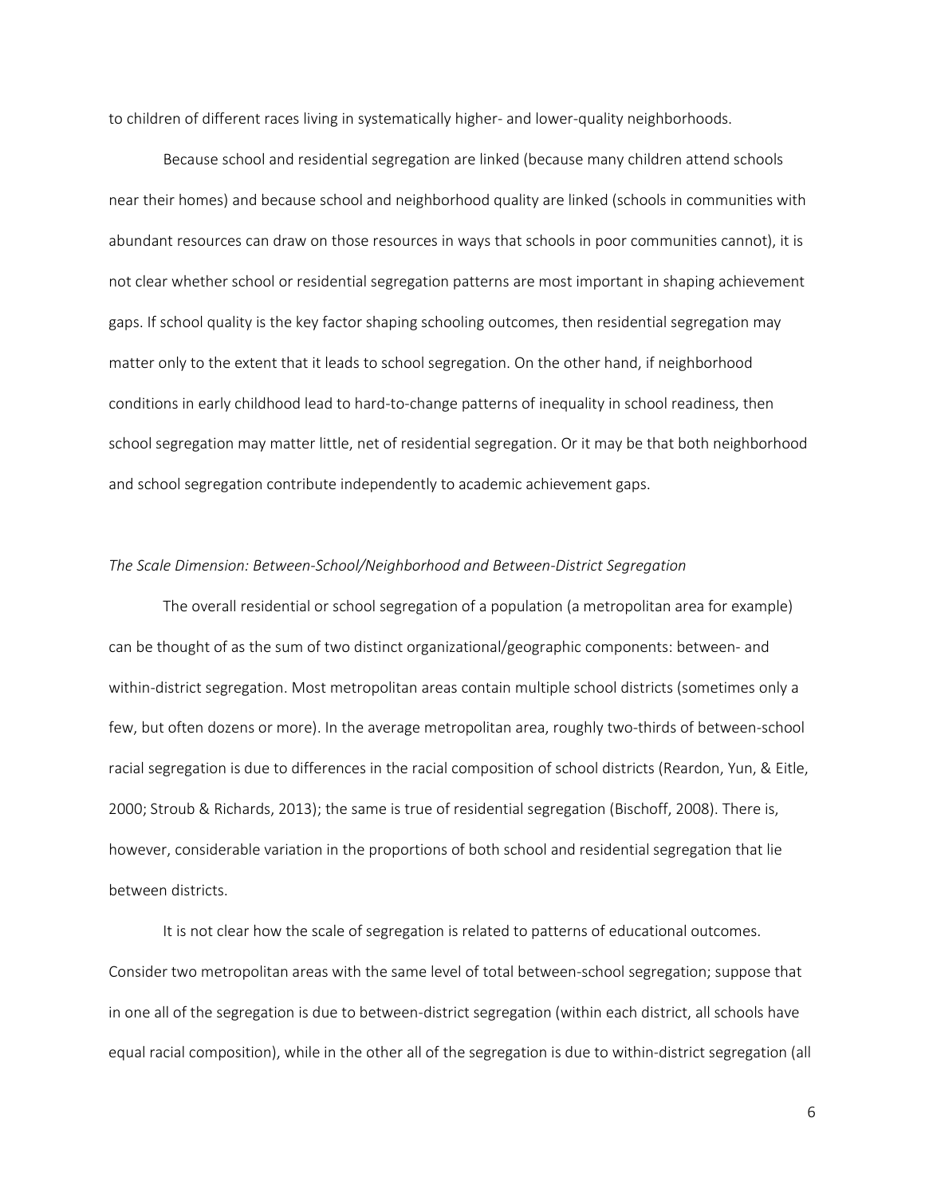to children of different races living in systematically higher- and lower-quality neighborhoods.

Because school and residential segregation are linked (because many children attend schools near their homes) and because school and neighborhood quality are linked (schools in communities with abundant resources can draw on those resources in ways that schools in poor communities cannot), it is not clear whether school or residential segregation patterns are most important in shaping achievement gaps. If school quality is the key factor shaping schooling outcomes, then residential segregation may matter only to the extent that it leads to school segregation. On the other hand, if neighborhood conditions in early childhood lead to hard-to-change patterns of inequality in school readiness, then school segregation may matter little, net of residential segregation. Or it may be that both neighborhood and school segregation contribute independently to academic achievement gaps.

### *The Scale Dimension: Between-School/Neighborhood and Between-District Segregation*

The overall residential or school segregation of a population (a metropolitan area for example) can be thought of as the sum of two distinct organizational/geographic components: between- and within-district segregation. Most metropolitan areas contain multiple school districts (sometimes only a few, but often dozens or more). In the average metropolitan area, roughly two-thirds of between-school racial segregation is due to differences in the racial composition of school districts (Reardon, Yun, & Eitle, 2000; Stroub & Richards, 2013); the same is true of residential segregation (Bischoff, 2008). There is, however, considerable variation in the proportions of both school and residential segregation that lie between districts.

It is not clear how the scale of segregation is related to patterns of educational outcomes. Consider two metropolitan areas with the same level of total between-school segregation; suppose that in one all of the segregation is due to between-district segregation (within each district, all schools have equal racial composition), while in the other all of the segregation is due to within-district segregation (all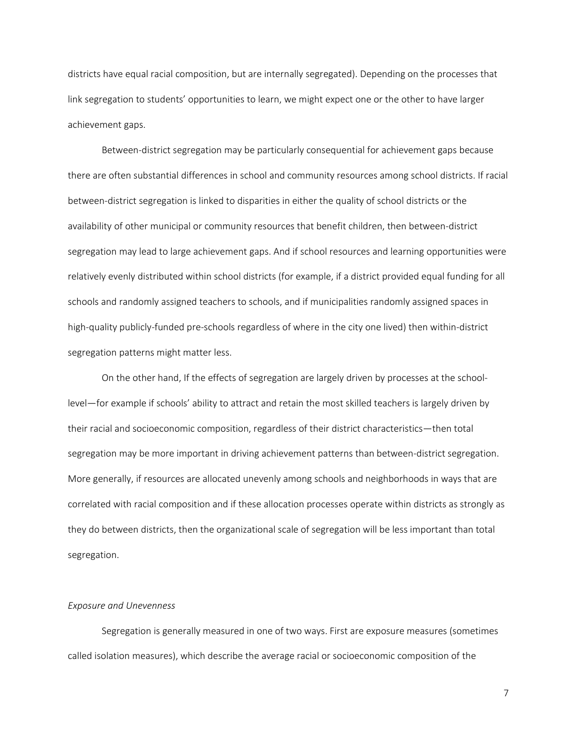districts have equal racial composition, but are internally segregated). Depending on the processes that link segregation to students' opportunities to learn, we might expect one or the other to have larger achievement gaps.

Between-district segregation may be particularly consequential for achievement gaps because there are often substantial differences in school and community resources among school districts. If racial between-district segregation is linked to disparities in either the quality of school districts or the availability of other municipal or community resources that benefit children, then between-district segregation may lead to large achievement gaps. And if school resources and learning opportunities were relatively evenly distributed within school districts (for example, if a district provided equal funding for all schools and randomly assigned teachers to schools, and if municipalities randomly assigned spaces in high-quality publicly-funded pre-schools regardless of where in the city one lived) then within-district segregation patterns might matter less.

On the other hand, If the effects of segregation are largely driven by processes at the school-level—for example if schools' ability to attract and retain the most skilled teachers is largely driven by their racial and socioeconomic composition, regardless of their district characteristics—then total segregation may be more important in driving achievement patterns than between-district segregation. More generally, if resources are allocated unevenly among schools and neighborhoods in ways that are correlated with racial composition and if these allocation processes operate within districts as strongly as they do between districts, then the organizational scale of segregation will be less important than total segregation.

*Exposure and Unevenness*

Segregation is generally measured in one of two ways. First are exposure measures (sometimes called isolation measures), which describe the average racial or socioeconomic composition of the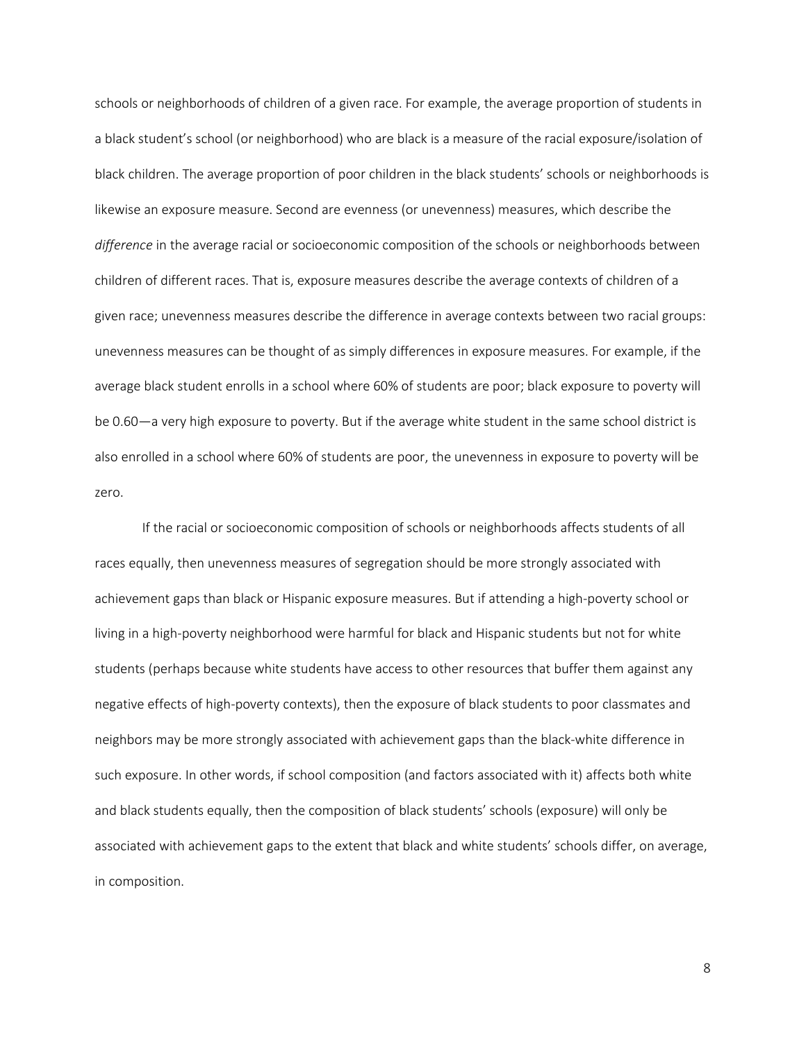schools or neighborhoods of children of a given race. For example, the average proportion of students in a black student's school (or neighborhood) who are black is a measure of the racial exposure/isolation of black children. The average proportion of poor children in the black students' schools or neighborhoods is likewise an exposure measure. Second are evenness (or unevenness) measures, which describe the *difference* in the average racial or socioeconomic composition of the schools or neighborhoods between children of different races. That is, exposure measures describe the average contexts of children of a given race; unevenness measures describe the difference in average contexts between two racial groups: unevenness measures can be thought of as simply differences in exposure measures. For example, if the average black student enrolls in a school where 60% of students are poor; black exposure to poverty will be 0.60—a very high exposure to poverty. But if the average white student in the same school district is also enrolled in a school where 60% of students are poor, the unevenness in exposure to poverty will be zero.

If the racial or socioeconomic composition of schools or neighborhoods affects students of all races equally, then unevenness measures of segregation should be more strongly associated with achievement gaps than black or Hispanic exposure measures. But if attending a high-poverty school or living in a high-poverty neighborhood were harmful for black and Hispanic students but not for white students (perhaps because white students have access to other resources that buffer them against any negative effects of high-poverty contexts), then the exposure of black students to poor classmates and neighbors may be more strongly associated with achievement gaps than the black-white difference in such exposure. In other words, if school composition (and factors associated with it) affects both white and black students equally, then the composition of black students' schools (exposure) will only be associated with achievement gaps to the extent that black and white students' schools differ, on average, in composition.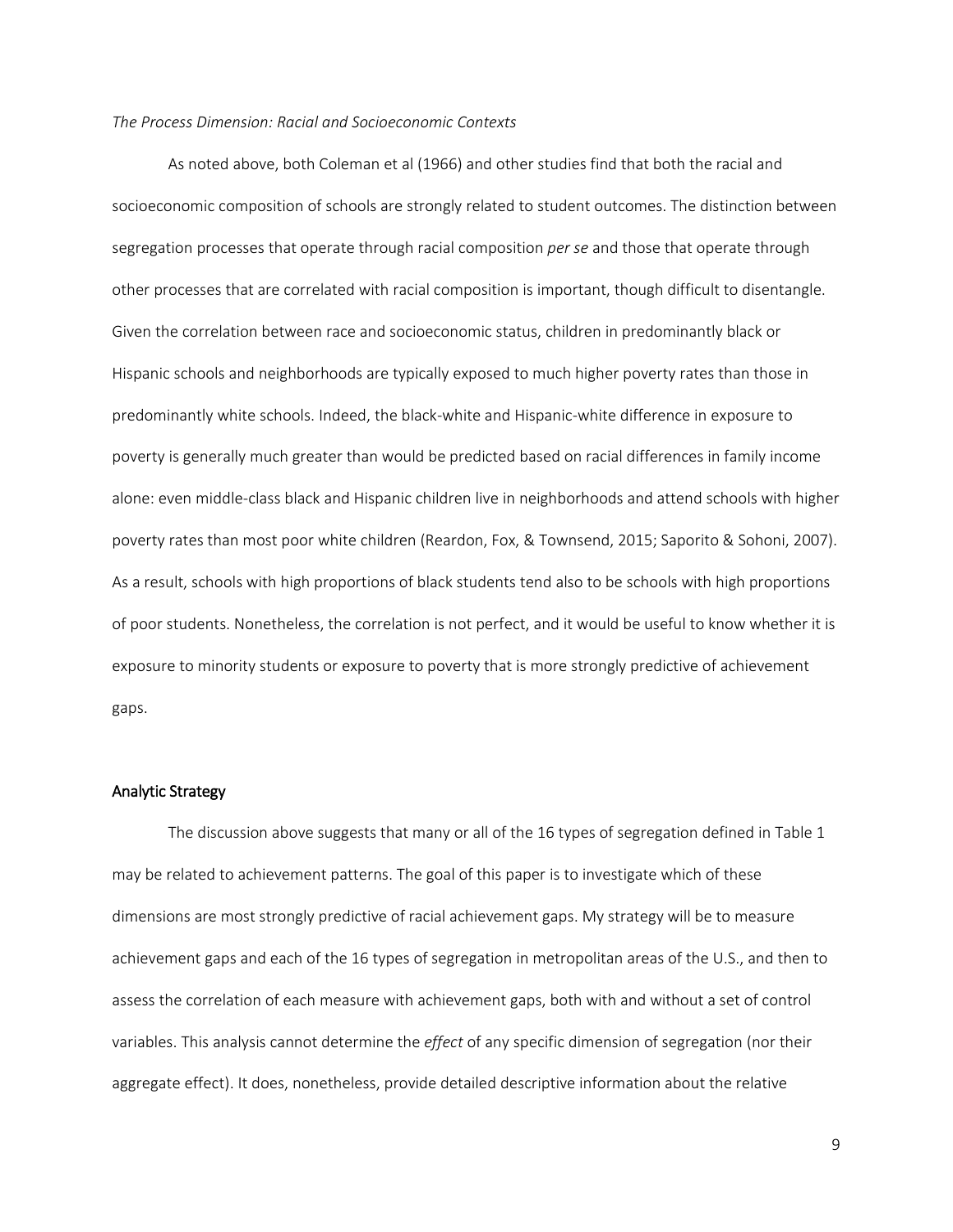*The Process Dimension: Racial and Socioeconomic Contexts*

As noted above, both Coleman et al (1966) and other studies find that both the racial and socioeconomic composition of schools are strongly related to student outcomes. The distinction between segregation processes that operate through racial composition *per se* and those that operate through other processes that are correlated with racial composition is important, though difficult to disentangle. Given the correlation between race and socioeconomic status, children in predominantly black or Hispanic schools and neighborhoods are typically exposed to much higher poverty rates than those in predominantly white schools. Indeed, the black-white and Hispanic-white difference in exposure to poverty is generally much greater than would be predicted based on racial differences in family income alone: even middle-class black and Hispanic children live in neighborhoods and attend schools with higher poverty rates than most poor white children (Reardon, Fox, & Townsend, 2015; Saporito & Sohoni, 2007). As a result, schools with high proportions of black students tend also to be schools with high proportions of poor students. Nonetheless, the correlation is not perfect, and it would be useful to know whether it is exposure to minority students or exposure to poverty that is more strongly predictive of achievement gaps.

## Analytic Strategy

The discussion above suggests that many or all of the 16 types of segregation defined in Table 1 may be related to achievement patterns. The goal of this paper is to investigate which of these dimensions are most strongly predictive of racial achievement gaps. My strategy will be to measure achievement gaps and each of the 16 types of segregation in metropolitan areas of the U.S., and then to assess the correlation of each measure with achievement gaps, both with and without a set of control variables. This analysis cannot determine the *effect* of any specific dimension of segregation (nor their aggregate effect). It does, nonetheless, provide detailed descriptive information about the relative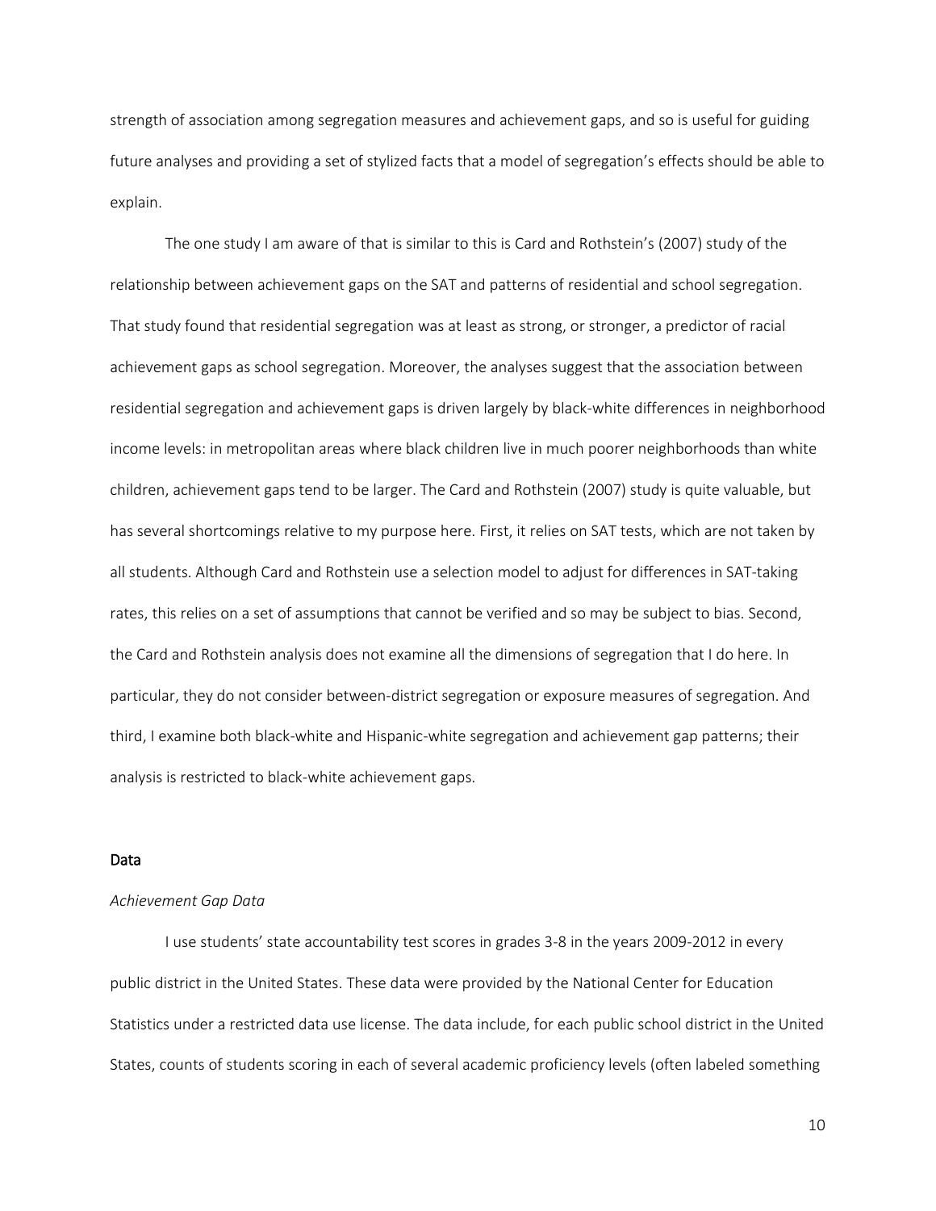strength of association among segregation measures and achievement gaps, and so is useful for guiding future analyses and providing a set of stylized facts that a model of segregation's effects should be able to explain.

The one study I am aware of that is similar to this is Card and Rothstein's (2007) study of the relationship between achievement gaps on the SAT and patterns of residential and school segregation. That study found that residential segregation was at least as strong, or stronger, a predictor of racial achievement gaps as school segregation. Moreover, the analyses suggest that the association between residential segregation and achievement gaps is driven largely by black-white differences in neighborhood income levels: in metropolitan areas where black children live in much poorer neighborhoods than white children, achievement gaps tend to be larger. The Card and Rothstein (2007) study is quite valuable, but has several shortcomings relative to my purpose here. First, it relies on SAT tests, which are not taken by all students. Although Card and Rothstein use a selection model to adjust for differences in SAT-taking rates, this relies on a set of assumptions that cannot be verified and so may be subject to bias. Second, the Card and Rothstein analysis does not examine all the dimensions of segregation that I do here. In particular, they do not consider between-district segregation or exposure measures of segregation. And third, I examine both black-white and Hispanic-white segregation and achievement gap patterns; their analysis is restricted to black-white achievement gaps.

## Data

### *Achievement Gap Data*

I use students' state accountability test scores in grades 3-8 in the years 2009-2012 in every public district in the United States. These data were provided by the National Center for Education Statistics under a restricted data use license. The data include, for each public school district in the United States, counts of students scoring in each of several academic proficiency levels (often labeled something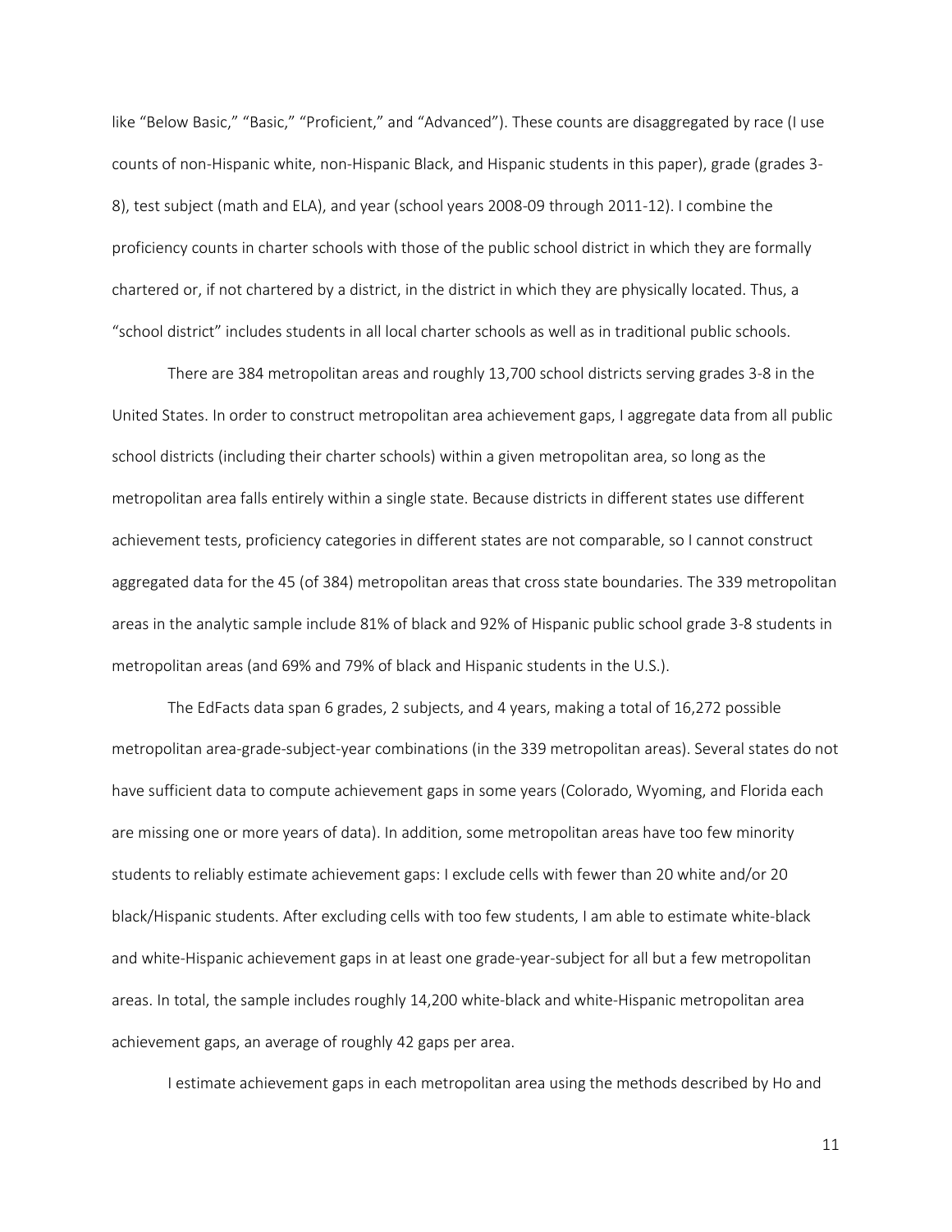like "Below Basic," "Basic," "Proficient," and "Advanced"). These counts are disaggregated by race (I use counts of non-Hispanic white, non-Hispanic Black, and Hispanic students in this paper), grade (grades 3-8), test subject (math and ELA), and year (school years 2008-09 through 2011-12). I combine the proficiency counts in charter schools with those of the public school district in which they are formally chartered or, if not chartered by a district, in the district in which they are physically located. Thus, a "school district" includes students in all local charter schools as well as in traditional public schools.

There are 384 metropolitan areas and roughly 13,700 school districts serving grades 3-8 in the United States. In order to construct metropolitan area achievement gaps, I aggregate data from all public school districts (including their charter schools) within a given metropolitan area, so long as the metropolitan area falls entirely within a single state. Because districts in different states use different achievement tests, proficiency categories in different states are not comparable, so I cannot construct aggregated data for the 45 (of 384) metropolitan areas that cross state boundaries. The 339 metropolitan areas in the analytic sample include 81% of black and 92% of Hispanic public school grade 3-8 students in metropolitan areas (and 69% and 79% of black and Hispanic students in the U.S.).

The EdFacts data span 6 grades, 2 subjects, and 4 years, making a total of 16,272 possible metropolitan area-grade-subject-year combinations (in the 339 metropolitan areas). Several states do not have sufficient data to compute achievement gaps in some years (Colorado, Wyoming, and Florida each are missing one or more years of data). In addition, some metropolitan areas have too few minority students to reliably estimate achievement gaps: I exclude cells with fewer than 20 white and/or 20 black/Hispanic students. After excluding cells with too few students, I am able to estimate white-black and white-Hispanic achievement gaps in at least one grade-year-subject for all but a few metropolitan areas. In total, the sample includes roughly 14,200 white-black and white-Hispanic metropolitan area achievement gaps, an average of roughly 42 gaps per area.

I estimate achievement gaps in each metropolitan area using the methods described by Ho and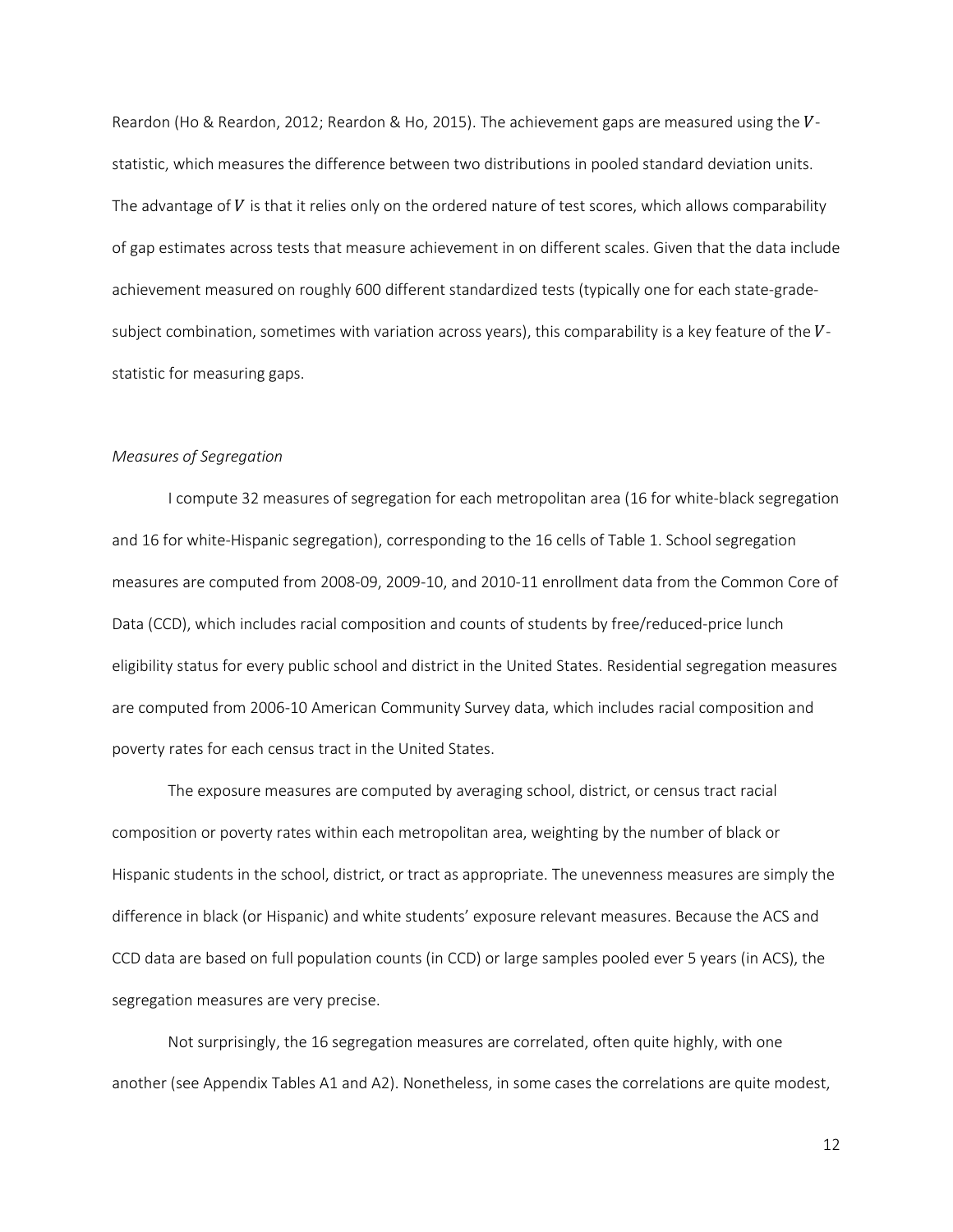Reardon (Ho & Reardon, 2012; Reardon & Ho, 2015). The achievement gaps are measured using the $V$-statistic, which measures the difference between two distributions in pooled standard deviation units. The advantage of $V$ is that it relies only on the ordered nature of test scores, which allows comparability of gap estimates across tests that measure achievement in on different scales. Given that the data include achievement measured on roughly 600 different standardized tests (typically one for each state-grade-subject combination, sometimes with variation across years), this comparability is a key feature of the $V$-statistic for measuring gaps.

*Measures of Segregation*

I compute 32 measures of segregation for each metropolitan area (16 for white-black segregation and 16 for white-Hispanic segregation), corresponding to the 16 cells of Table 1. School segregation measures are computed from 2008-09, 2009-10, and 2010-11 enrollment data from the Common Core of Data (CCD), which includes racial composition and counts of students by free/reduced-price lunch eligibility status for every public school and district in the United States. Residential segregation measures are computed from 2006-10 American Community Survey data, which includes racial composition and poverty rates for each census tract in the United States.

The exposure measures are computed by averaging school, district, or census tract racial composition or poverty rates within each metropolitan area, weighting by the number of black or Hispanic students in the school, district, or tract as appropriate. The unevenness measures are simply the difference in black (or Hispanic) and white students' exposure relevant measures. Because the ACS and CCD data are based on full population counts (in CCD) or large samples pooled ever 5 years (in ACS), the segregation measures are very precise.

Not surprisingly, the 16 segregation measures are correlated, often quite highly, with one another (see Appendix Tables A1 and A2). Nonetheless, in some cases the correlations are quite modest,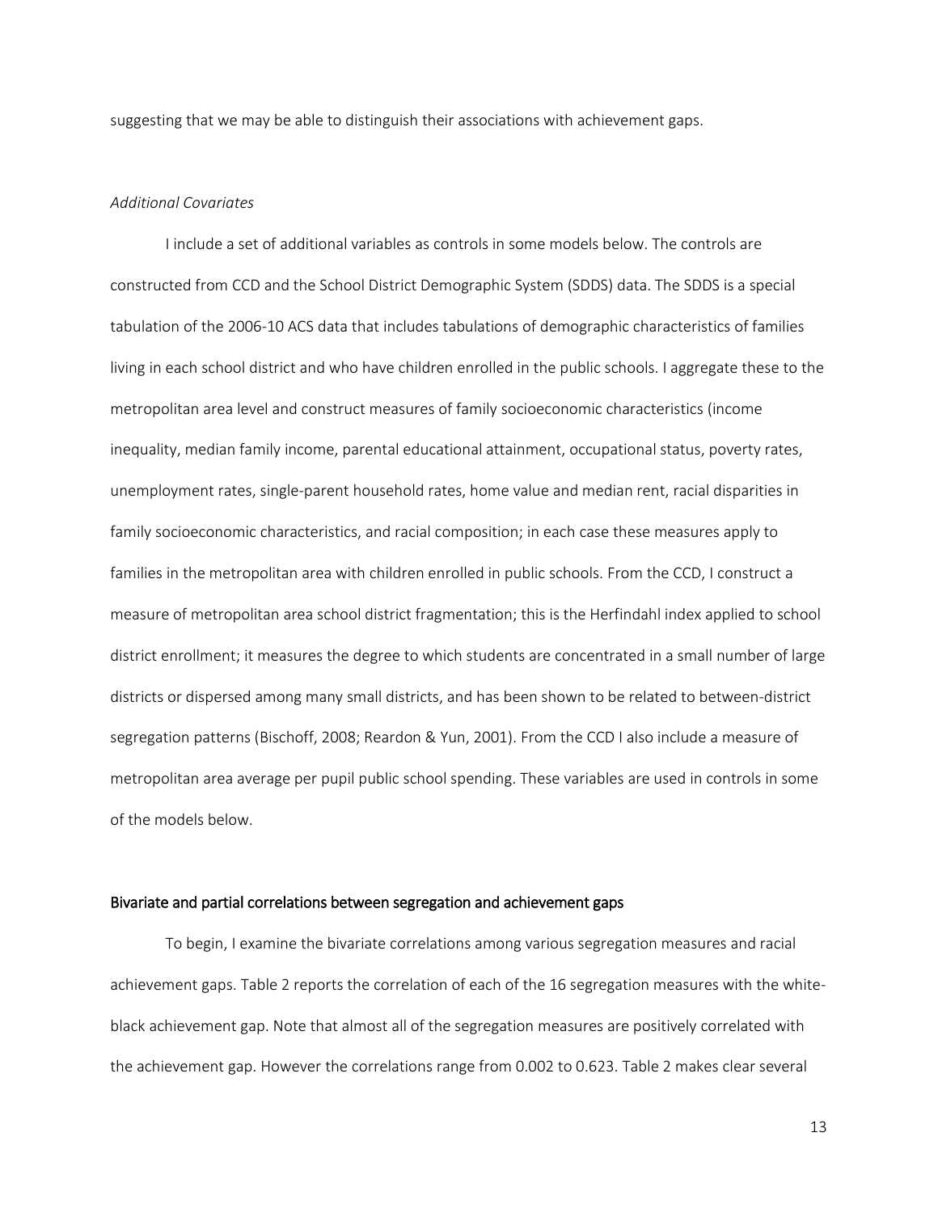suggesting that we may be able to distinguish their associations with achievement gaps.

*Additional Covariates*

I include a set of additional variables as controls in some models below. The controls are constructed from CCD and the School District Demographic System (SDDS) data. The SDDS is a special tabulation of the 2006-10 ACS data that includes tabulations of demographic characteristics of families living in each school district and who have children enrolled in the public schools. I aggregate these to the metropolitan area level and construct measures of family socioeconomic characteristics (income inequality, median family income, parental educational attainment, occupational status, poverty rates, unemployment rates, single-parent household rates, home value and median rent, racial disparities in family socioeconomic characteristics, and racial composition; in each case these measures apply to families in the metropolitan area with children enrolled in public schools. From the CCD, I construct a measure of metropolitan area school district fragmentation; this is the Herfindahl index applied to school district enrollment; it measures the degree to which students are concentrated in a small number of large districts or dispersed among many small districts, and has been shown to be related to between-district segregation patterns (Bischoff, 2008; Reardon & Yun, 2001). From the CCD I also include a measure of metropolitan area average per pupil public school spending. These variables are used in controls in some of the models below.

## Bivariate and partial correlations between segregation and achievement gaps

To begin, I examine the bivariate correlations among various segregation measures and racial achievement gaps. Table 2 reports the correlation of each of the 16 segregation measures with the white-black achievement gap. Note that almost all of the segregation measures are positively correlated with the achievement gap. However the correlations range from 0.002 to 0.623. Table 2 makes clear several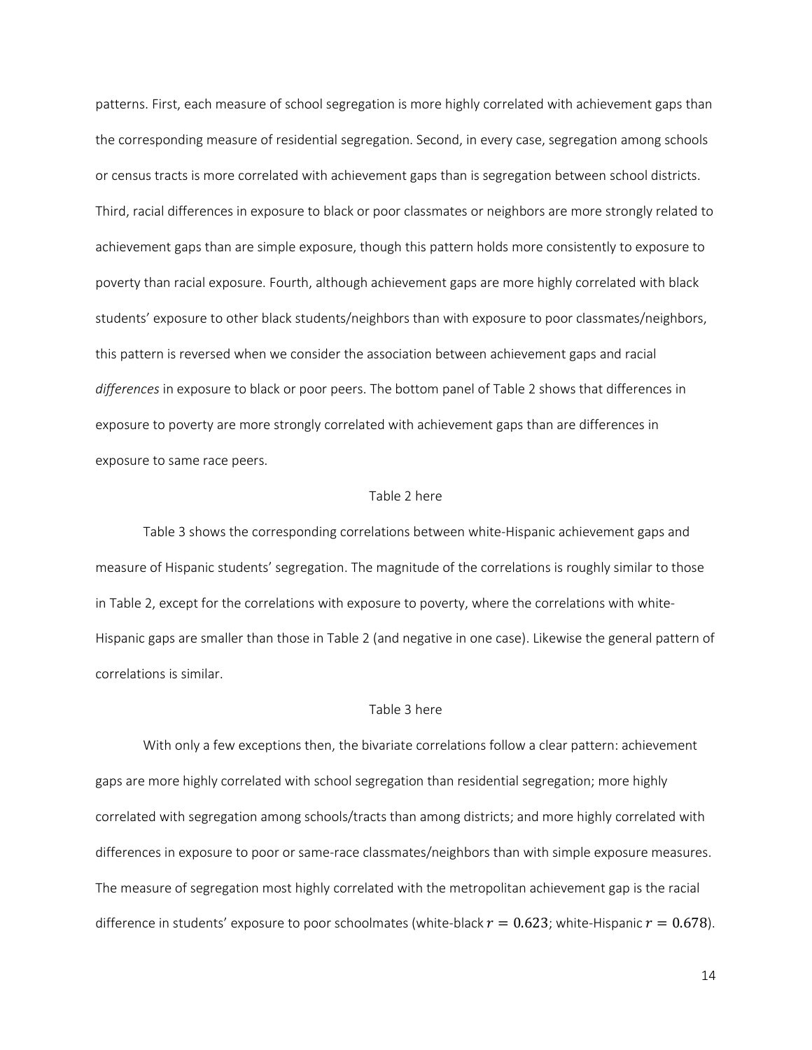patterns. First, each measure of school segregation is more highly correlated with achievement gaps than the corresponding measure of residential segregation. Second, in every case, segregation among schools or census tracts is more correlated with achievement gaps than is segregation between school districts. Third, racial differences in exposure to black or poor classmates or neighbors are more strongly related to achievement gaps than are simple exposure, though this pattern holds more consistently to exposure to poverty than racial exposure. Fourth, although achievement gaps are more highly correlated with black students' exposure to other black students/neighbors than with exposure to poor classmates/neighbors, this pattern is reversed when we consider the association between achievement gaps and racial *differences* in exposure to black or poor peers. The bottom panel of Table 2 shows that differences in exposure to poverty are more strongly correlated with achievement gaps than are differences in exposure to same race peers.

Table 2 here

Table 3 shows the corresponding correlations between white-Hispanic achievement gaps and measure of Hispanic students' segregation. The magnitude of the correlations is roughly similar to those in Table 2, except for the correlations with exposure to poverty, where the correlations with white-Hispanic gaps are smaller than those in Table 2 (and negative in one case). Likewise the general pattern of correlations is similar.

Table 3 here

With only a few exceptions then, the bivariate correlations follow a clear pattern: achievement gaps are more highly correlated with school segregation than residential segregation; more highly correlated with segregation among schools/tracts than among districts; and more highly correlated with differences in exposure to poor or same-race classmates/neighbors than with simple exposure measures. The measure of segregation most highly correlated with the metropolitan achievement gap is the racial difference in students' exposure to poor schoolmates (white-black $r = 0.623$; white-Hispanic $r = 0.678$).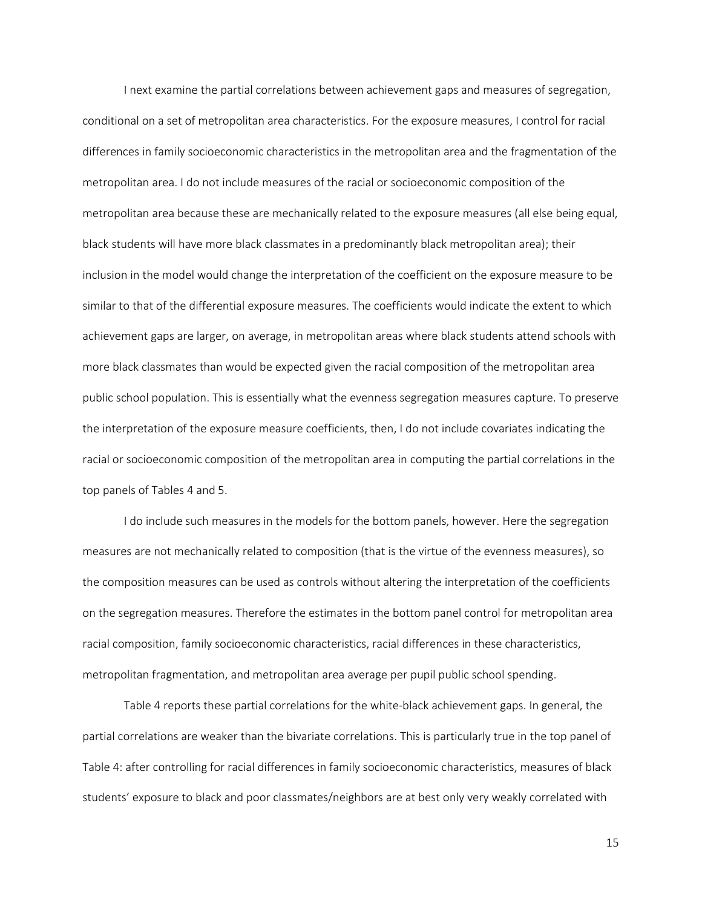I next examine the partial correlations between achievement gaps and measures of segregation, conditional on a set of metropolitan area characteristics. For the exposure measures, I control for racial differences in family socioeconomic characteristics in the metropolitan area and the fragmentation of the metropolitan area. I do not include measures of the racial or socioeconomic composition of the metropolitan area because these are mechanically related to the exposure measures (all else being equal, black students will have more black classmates in a predominantly black metropolitan area); their inclusion in the model would change the interpretation of the coefficient on the exposure measure to be similar to that of the differential exposure measures. The coefficients would indicate the extent to which achievement gaps are larger, on average, in metropolitan areas where black students attend schools with more black classmates than would be expected given the racial composition of the metropolitan area public school population. This is essentially what the evenness segregation measures capture. To preserve the interpretation of the exposure measure coefficients, then, I do not include covariates indicating the racial or socioeconomic composition of the metropolitan area in computing the partial correlations in the top panels of Tables 4 and 5.

I do include such measures in the models for the bottom panels, however. Here the segregation measures are not mechanically related to composition (that is the virtue of the evenness measures), so the composition measures can be used as controls without altering the interpretation of the coefficients on the segregation measures. Therefore the estimates in the bottom panel control for metropolitan area racial composition, family socioeconomic characteristics, racial differences in these characteristics, metropolitan fragmentation, and metropolitan area average per pupil public school spending.

Table 4 reports these partial correlations for the white-black achievement gaps. In general, the partial correlations are weaker than the bivariate correlations. This is particularly true in the top panel of Table 4: after controlling for racial differences in family socioeconomic characteristics, measures of black students' exposure to black and poor classmates/neighbors are at best only very weakly correlated with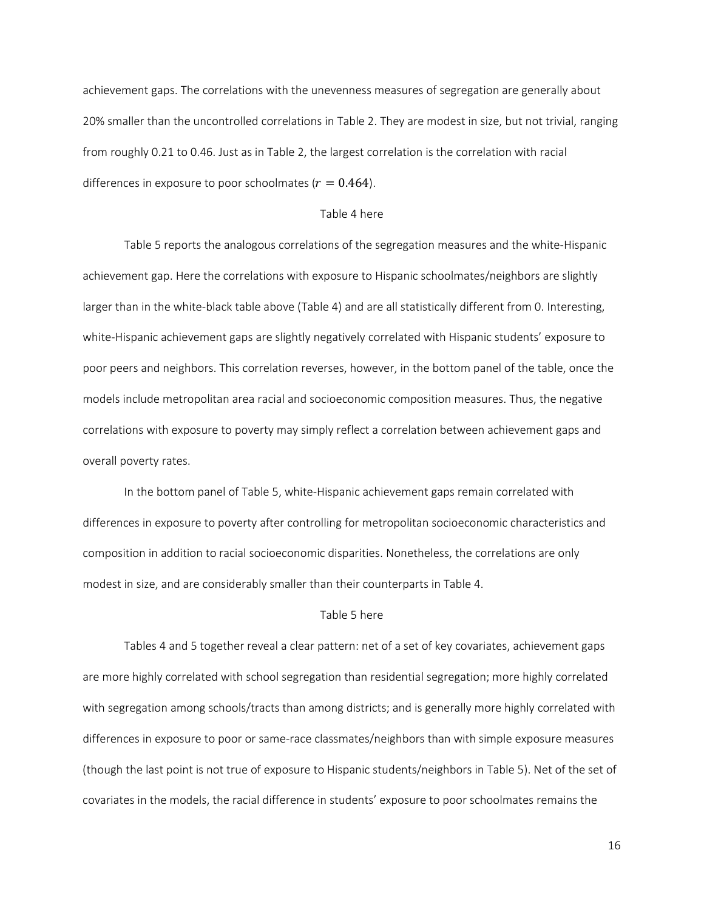achievement gaps. The correlations with the unevenness measures of segregation are generally about 20% smaller than the uncontrolled correlations in Table 2. They are modest in size, but not trivial, ranging from roughly 0.21 to 0.46. Just as in Table 2, the largest correlation is the correlation with racial differences in exposure to poor schoolmates ($r = 0.464$).

Table 4 here

Table 5 reports the analogous correlations of the segregation measures and the white-Hispanic achievement gap. Here the correlations with exposure to Hispanic schoolmates/neighbors are slightly larger than in the white-black table above (Table 4) and are all statistically different from 0. Interesting, white-Hispanic achievement gaps are slightly negatively correlated with Hispanic students' exposure to poor peers and neighbors. This correlation reverses, however, in the bottom panel of the table, once the models include metropolitan area racial and socioeconomic composition measures. Thus, the negative correlations with exposure to poverty may simply reflect a correlation between achievement gaps and overall poverty rates.

In the bottom panel of Table 5, white-Hispanic achievement gaps remain correlated with differences in exposure to poverty after controlling for metropolitan socioeconomic characteristics and composition in addition to racial socioeconomic disparities. Nonetheless, the correlations are only modest in size, and are considerably smaller than their counterparts in Table 4.

Table 5 here

Tables 4 and 5 together reveal a clear pattern: net of a set of key covariates, achievement gaps are more highly correlated with school segregation than residential segregation; more highly correlated with segregation among schools/tracts than among districts; and is generally more highly correlated with differences in exposure to poor or same-race classmates/neighbors than with simple exposure measures (though the last point is not true of exposure to Hispanic students/neighbors in Table 5). Net of the set of covariates in the models, the racial difference in students' exposure to poor schoolmates remains the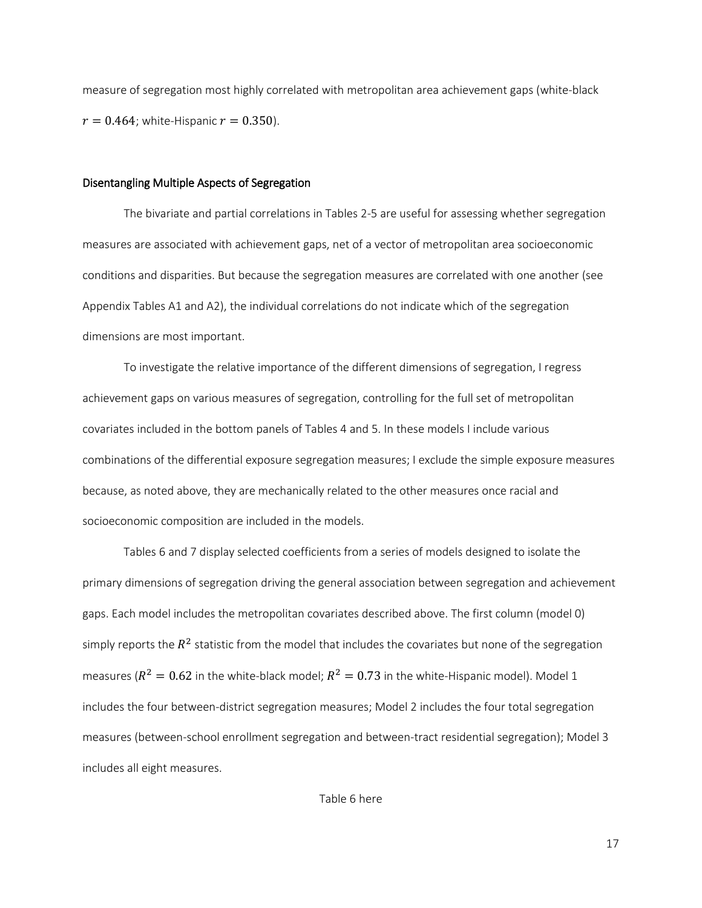measure of segregation most highly correlated with metropolitan area achievement gaps (white-black $r = 0.464$; white-Hispanic $r = 0.350$).

## Disentangling Multiple Aspects of Segregation

The bivariate and partial correlations in Tables 2-5 are useful for assessing whether segregation measures are associated with achievement gaps, net of a vector of metropolitan area socioeconomic conditions and disparities. But because the segregation measures are correlated with one another (see Appendix Tables A1 and A2), the individual correlations do not indicate which of the segregation dimensions are most important.

To investigate the relative importance of the different dimensions of segregation, I regress achievement gaps on various measures of segregation, controlling for the full set of metropolitan covariates included in the bottom panels of Tables 4 and 5. In these models I include various combinations of the differential exposure segregation measures; I exclude the simple exposure measures because, as noted above, they are mechanically related to the other measures once racial and socioeconomic composition are included in the models.

Tables 6 and 7 display selected coefficients from a series of models designed to isolate the primary dimensions of segregation driving the general association between segregation and achievement gaps. Each model includes the metropolitan covariates described above. The first column (model 0) simply reports the $R^2$ statistic from the model that includes the covariates but none of the segregation measures ($R^2 = 0.62$ in the white-black model; $R^2 = 0.73$ in the white-Hispanic model). Model 1 includes the four between-district segregation measures; Model 2 includes the four total segregation measures (between-school enrollment segregation and between-tract residential segregation); Model 3 includes all eight measures.

Table 6 here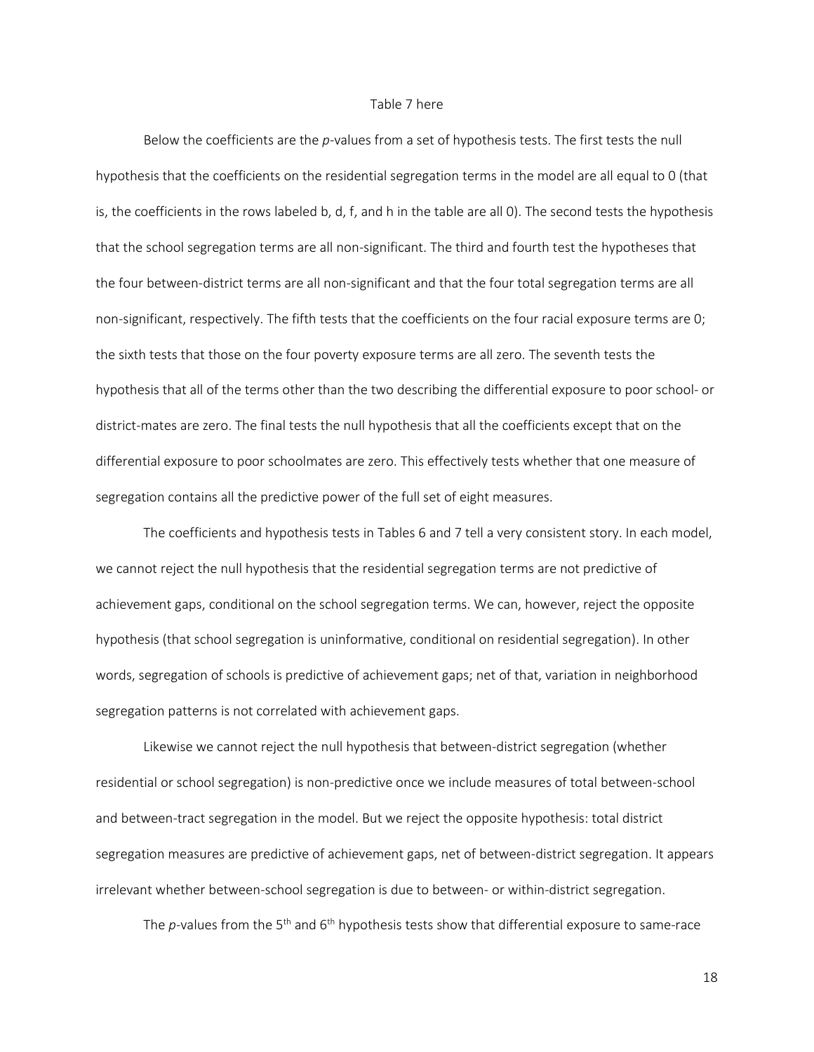Table 7 here

Below the coefficients are the *p*-values from a set of hypothesis tests. The first tests the null hypothesis that the coefficients on the residential segregation terms in the model are all equal to 0 (that is, the coefficients in the rows labeled b, d, f, and h in the table are all 0). The second tests the hypothesis that the school segregation terms are all non-significant. The third and fourth test the hypotheses that the four between-district terms are all non-significant and that the four total segregation terms are all non-significant, respectively. The fifth tests that the coefficients on the four racial exposure terms are 0; the sixth tests that those on the four poverty exposure terms are all zero. The seventh tests the hypothesis that all of the terms other than the two describing the differential exposure to poor school- or district-mates are zero. The final tests the null hypothesis that all the coefficients except that on the differential exposure to poor schoolmates are zero. This effectively tests whether that one measure of segregation contains all the predictive power of the full set of eight measures.

The coefficients and hypothesis tests in Tables 6 and 7 tell a very consistent story. In each model, we cannot reject the null hypothesis that the residential segregation terms are not predictive of achievement gaps, conditional on the school segregation terms. We can, however, reject the opposite hypothesis (that school segregation is uninformative, conditional on residential segregation). In other words, segregation of schools is predictive of achievement gaps; net of that, variation in neighborhood segregation patterns is not correlated with achievement gaps.

Likewise we cannot reject the null hypothesis that between-district segregation (whether residential or school segregation) is non-predictive once we include measures of total between-school and between-tract segregation in the model. But we reject the opposite hypothesis: total district segregation measures are predictive of achievement gaps, net of between-district segregation. It appears irrelevant whether between-school segregation is due to between- or within-district segregation.

The *p*-values from the 5th and 6th hypothesis tests show that differential exposure to same-race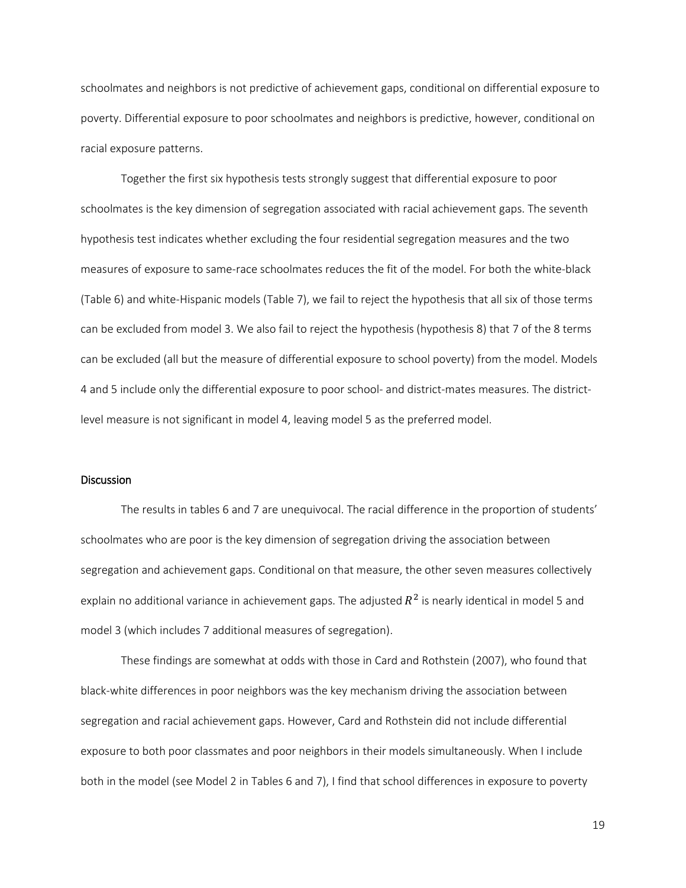schoolmates and neighbors is not predictive of achievement gaps, conditional on differential exposure to poverty. Differential exposure to poor schoolmates and neighbors is predictive, however, conditional on racial exposure patterns.

Together the first six hypothesis tests strongly suggest that differential exposure to poor schoolmates is the key dimension of segregation associated with racial achievement gaps. The seventh hypothesis test indicates whether excluding the four residential segregation measures and the two measures of exposure to same-race schoolmates reduces the fit of the model. For both the white-black (Table 6) and white-Hispanic models (Table 7), we fail to reject the hypothesis that all six of those terms can be excluded from model 3. We also fail to reject the hypothesis (hypothesis 8) that 7 of the 8 terms can be excluded (all but the measure of differential exposure to school poverty) from the model. Models 4 and 5 include only the differential exposure to poor school- and district-mates measures. The district-level measure is not significant in model 4, leaving model 5 as the preferred model.

## Discussion

The results in tables 6 and 7 are unequivocal. The racial difference in the proportion of students' schoolmates who are poor is the key dimension of segregation driving the association between segregation and achievement gaps. Conditional on that measure, the other seven measures collectively explain no additional variance in achievement gaps. The adjusted $R^2$ is nearly identical in model 5 and model 3 (which includes 7 additional measures of segregation).

These findings are somewhat at odds with those in Card and Rothstein (2007), who found that black-white differences in poor neighbors was the key mechanism driving the association between segregation and racial achievement gaps. However, Card and Rothstein did not include differential exposure to both poor classmates and poor neighbors in their models simultaneously. When I include both in the model (see Model 2 in Tables 6 and 7), I find that school differences in exposure to poverty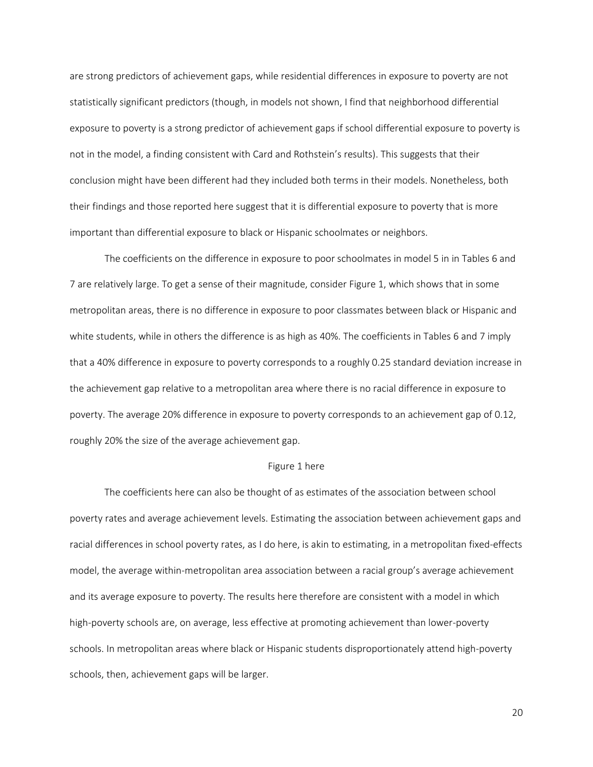are strong predictors of achievement gaps, while residential differences in exposure to poverty are not statistically significant predictors (though, in models not shown, I find that neighborhood differential exposure to poverty is a strong predictor of achievement gaps if school differential exposure to poverty is not in the model, a finding consistent with Card and Rothstein's results). This suggests that their conclusion might have been different had they included both terms in their models. Nonetheless, both their findings and those reported here suggest that it is differential exposure to poverty that is more important than differential exposure to black or Hispanic schoolmates or neighbors.

The coefficients on the difference in exposure to poor schoolmates in model 5 in in Tables 6 and 7 are relatively large. To get a sense of their magnitude, consider Figure 1, which shows that in some metropolitan areas, there is no difference in exposure to poor classmates between black or Hispanic and white students, while in others the difference is as high as 40%. The coefficients in Tables 6 and 7 imply that a 40% difference in exposure to poverty corresponds to a roughly 0.25 standard deviation increase in the achievement gap relative to a metropolitan area where there is no racial difference in exposure to poverty. The average 20% difference in exposure to poverty corresponds to an achievement gap of 0.12, roughly 20% the size of the average achievement gap.

Figure 1 here

The coefficients here can also be thought of as estimates of the association between school poverty rates and average achievement levels. Estimating the association between achievement gaps and racial differences in school poverty rates, as I do here, is akin to estimating, in a metropolitan fixed-effects model, the average within-metropolitan area association between a racial group's average achievement and its average exposure to poverty. The results here therefore are consistent with a model in which high-poverty schools are, on average, less effective at promoting achievement than lower-poverty schools. In metropolitan areas where black or Hispanic students disproportionately attend high-poverty schools, then, achievement gaps will be larger.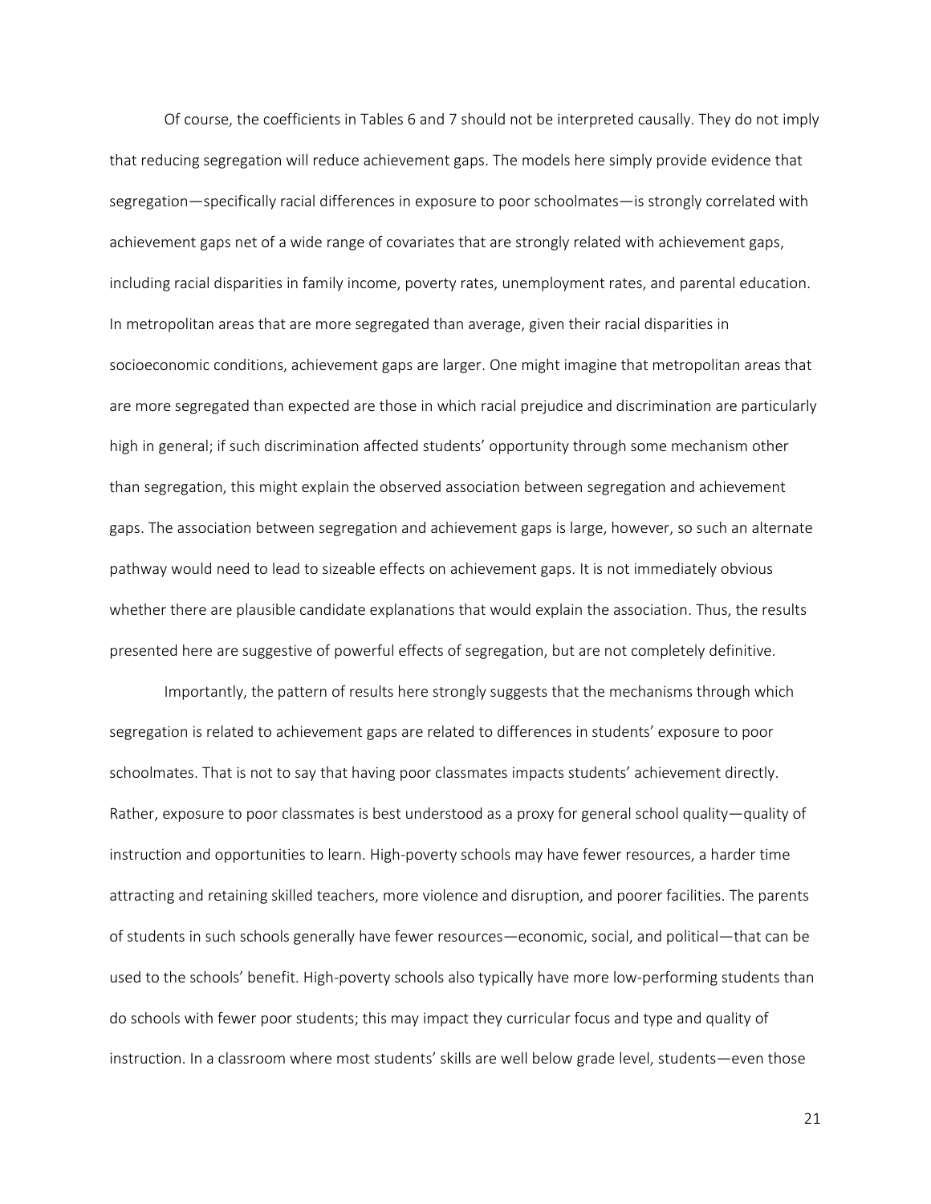Of course, the coefficients in Tables 6 and 7 should not be interpreted causally. They do not imply that reducing segregation will reduce achievement gaps. The models here simply provide evidence that segregation—specifically racial differences in exposure to poor schoolmates—is strongly correlated with achievement gaps net of a wide range of covariates that are strongly related with achievement gaps, including racial disparities in family income, poverty rates, unemployment rates, and parental education. In metropolitan areas that are more segregated than average, given their racial disparities in socioeconomic conditions, achievement gaps are larger. One might imagine that metropolitan areas that are more segregated than expected are those in which racial prejudice and discrimination are particularly high in general; if such discrimination affected students' opportunity through some mechanism other than segregation, this might explain the observed association between segregation and achievement gaps. The association between segregation and achievement gaps is large, however, so such an alternate pathway would need to lead to sizeable effects on achievement gaps. It is not immediately obvious whether there are plausible candidate explanations that would explain the association. Thus, the results presented here are suggestive of powerful effects of segregation, but are not completely definitive.

Importantly, the pattern of results here strongly suggests that the mechanisms through which segregation is related to achievement gaps are related to differences in students' exposure to poor schoolmates. That is not to say that having poor classmates impacts students' achievement directly. Rather, exposure to poor classmates is best understood as a proxy for general school quality—quality of instruction and opportunities to learn. High-poverty schools may have fewer resources, a harder time attracting and retaining skilled teachers, more violence and disruption, and poorer facilities. The parents of students in such schools generally have fewer resources—economic, social, and political—that can be used to the schools' benefit. High-poverty schools also typically have more low-performing students than do schools with fewer poor students; this may impact they curricular focus and type and quality of instruction. In a classroom where most students' skills are well below grade level, students—even those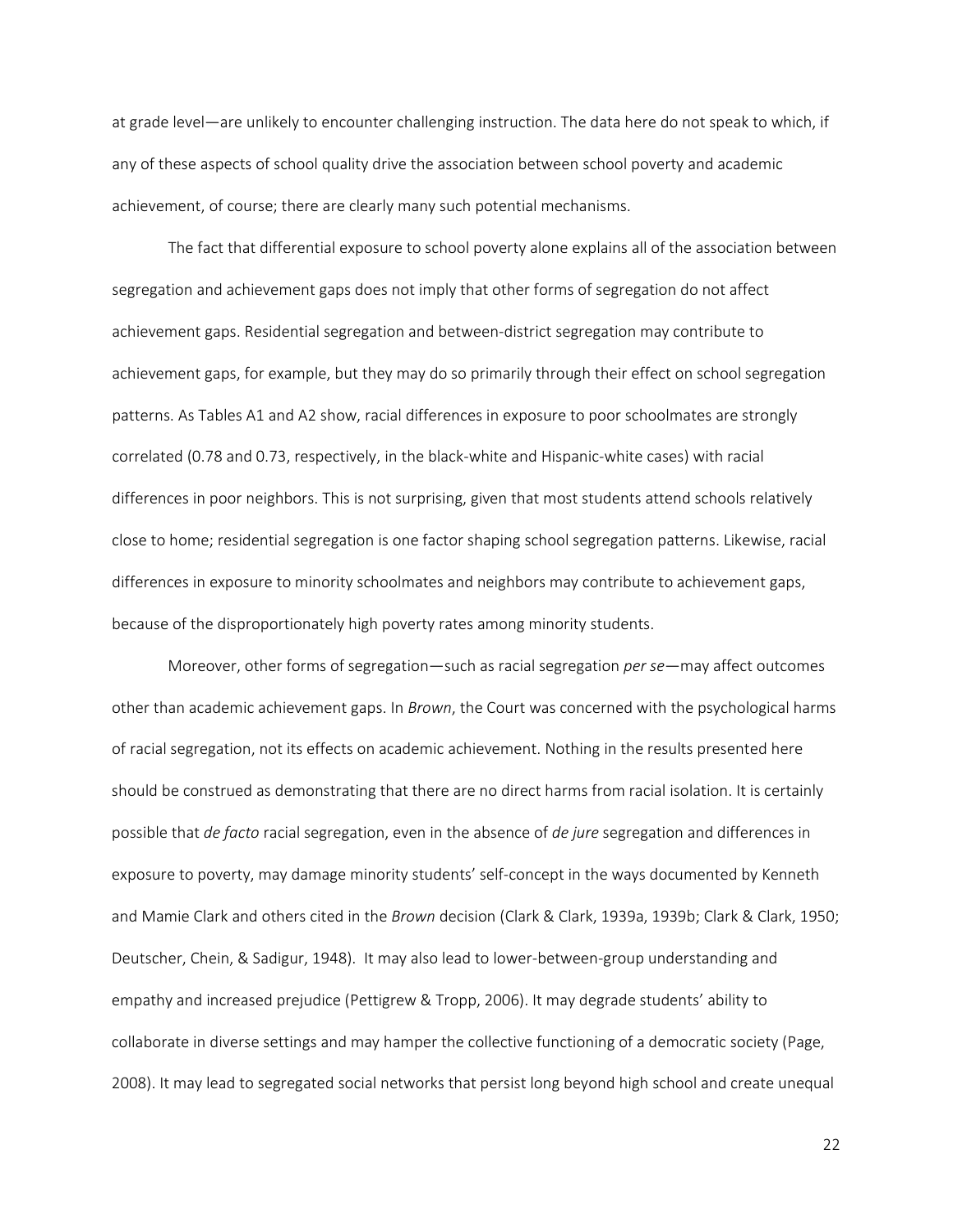at grade level—are unlikely to encounter challenging instruction. The data here do not speak to which, if any of these aspects of school quality drive the association between school poverty and academic achievement, of course; there are clearly many such potential mechanisms.

The fact that differential exposure to school poverty alone explains all of the association between segregation and achievement gaps does not imply that other forms of segregation do not affect achievement gaps. Residential segregation and between-district segregation may contribute to achievement gaps, for example, but they may do so primarily through their effect on school segregation patterns. As Tables A1 and A2 show, racial differences in exposure to poor schoolmates are strongly correlated (0.78 and 0.73, respectively, in the black-white and Hispanic-white cases) with racial differences in poor neighbors. This is not surprising, given that most students attend schools relatively close to home; residential segregation is one factor shaping school segregation patterns. Likewise, racial differences in exposure to minority schoolmates and neighbors may contribute to achievement gaps, because of the disproportionately high poverty rates among minority students.

Moreover, other forms of segregation—such as racial segregation *per se*—may affect outcomes other than academic achievement gaps. In *Brown*, the Court was concerned with the psychological harms of racial segregation, not its effects on academic achievement. Nothing in the results presented here should be construed as demonstrating that there are no direct harms from racial isolation. It is certainly possible that *de facto* racial segregation, even in the absence of *de jure* segregation and differences in exposure to poverty, may damage minority students' self-concept in the ways documented by Kenneth and Mamie Clark and others cited in the *Brown* decision (Clark & Clark, 1939a, 1939b; Clark & Clark, 1950; Deutscher, Chein, & Sadigur, 1948). It may also lead to lower-between-group understanding and empathy and increased prejudice (Pettigrew & Tropp, 2006). It may degrade students' ability to collaborate in diverse settings and may hamper the collective functioning of a democratic society (Page, 2008). It may lead to segregated social networks that persist long beyond high school and create unequal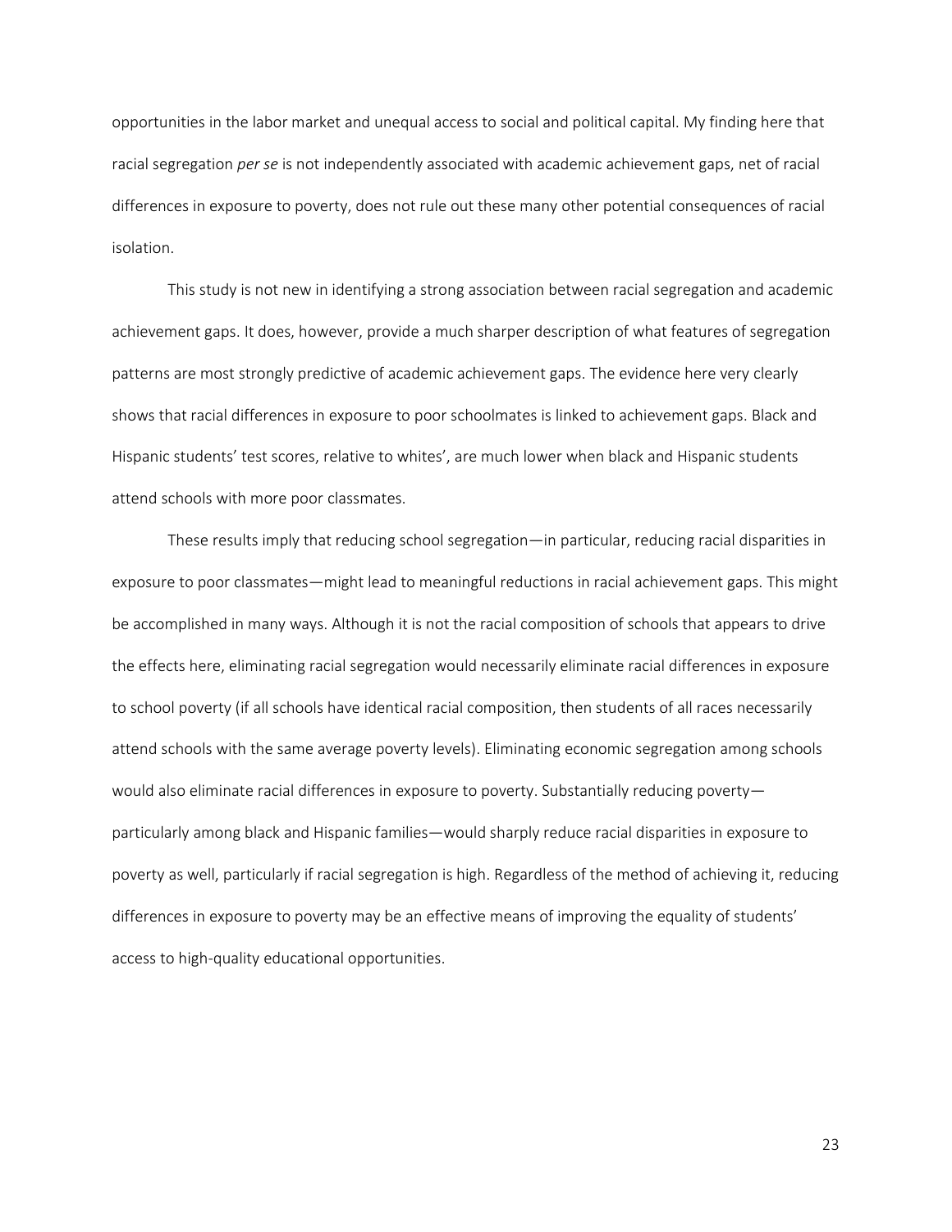opportunities in the labor market and unequal access to social and political capital. My finding here that racial segregation *per se* is not independently associated with academic achievement gaps, net of racial differences in exposure to poverty, does not rule out these many other potential consequences of racial isolation.

This study is not new in identifying a strong association between racial segregation and academic achievement gaps. It does, however, provide a much sharper description of what features of segregation patterns are most strongly predictive of academic achievement gaps. The evidence here very clearly shows that racial differences in exposure to poor schoolmates is linked to achievement gaps. Black and Hispanic students' test scores, relative to whites', are much lower when black and Hispanic students attend schools with more poor classmates.

These results imply that reducing school segregation—in particular, reducing racial disparities in exposure to poor classmates—might lead to meaningful reductions in racial achievement gaps. This might be accomplished in many ways. Although it is not the racial composition of schools that appears to drive the effects here, eliminating racial segregation would necessarily eliminate racial differences in exposure to school poverty (if all schools have identical racial composition, then students of all races necessarily attend schools with the same average poverty levels). Eliminating economic segregation among schools would also eliminate racial differences in exposure to poverty. Substantially reducing poverty—particularly among black and Hispanic families—would sharply reduce racial disparities in exposure to poverty as well, particularly if racial segregation is high. Regardless of the method of achieving it, reducing differences in exposure to poverty may be an effective means of improving the equality of students' access to high-quality educational opportunities.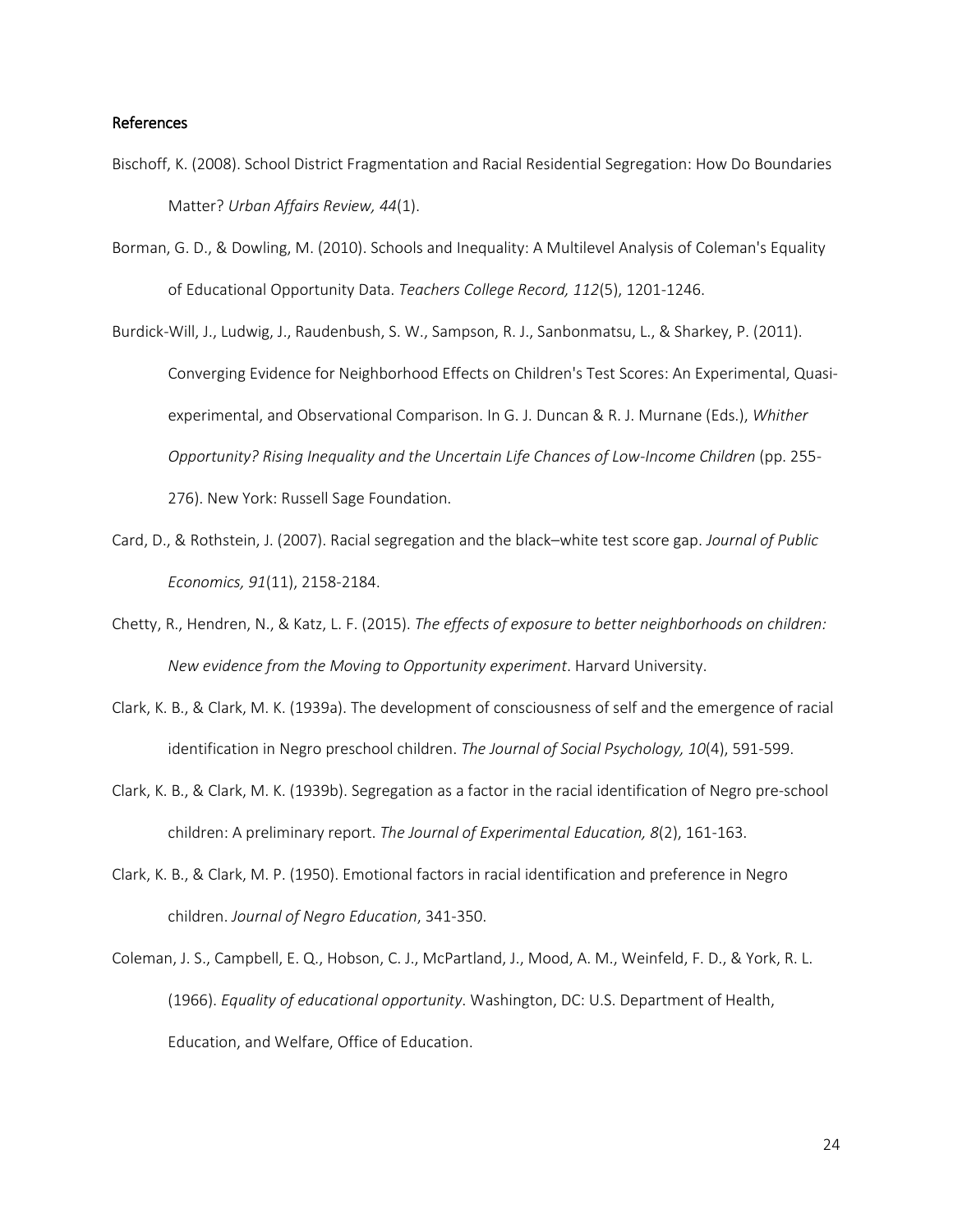## References

Bischoff, K. (2008). School District Fragmentation and Racial Residential Segregation: How Do Boundaries Matter? *Urban Affairs Review, 44*(1).

Borman, G. D., & Dowling, M. (2010). Schools and Inequality: A Multilevel Analysis of Coleman's Equality of Educational Opportunity Data. *Teachers College Record, 112*(5), 1201-1246.

Burdick-Will, J., Ludwig, J., Raudenbush, S. W., Sampson, R. J., Sanbonmatsu, L., & Sharkey, P. (2011). Converging Evidence for Neighborhood Effects on Children's Test Scores: An Experimental, Quasi-experimental, and Observational Comparison. In G. J. Duncan & R. J. Murnane (Eds.), *Whither Opportunity? Rising Inequality and the Uncertain Life Chances of Low-Income Children* (pp. 255-276). New York: Russell Sage Foundation.

Card, D., & Rothstein, J. (2007). Racial segregation and the black–white test score gap. *Journal of Public Economics, 91*(11), 2158-2184.

Chetty, R., Hendren, N., & Katz, L. F. (2015). *The effects of exposure to better neighborhoods on children: New evidence from the Moving to Opportunity experiment*. Harvard University.

Clark, K. B., & Clark, M. K. (1939a). The development of consciousness of self and the emergence of racial identification in Negro preschool children. *The Journal of Social Psychology, 10*(4), 591-599.

Clark, K. B., & Clark, M. K. (1939b). Segregation as a factor in the racial identification of Negro pre-school children: A preliminary report. *The Journal of Experimental Education, 8*(2), 161-163.

Clark, K. B., & Clark, M. P. (1950). Emotional factors in racial identification and preference in Negro children. *Journal of Negro Education*, 341-350.

Coleman, J. S., Campbell, E. Q., Hobson, C. J., McPartland, J., Mood, A. M., Weinfeld, F. D., & York, R. L. (1966). *Equality of educational opportunity*. Washington, DC: U.S. Department of Health, Education, and Welfare, Office of Education.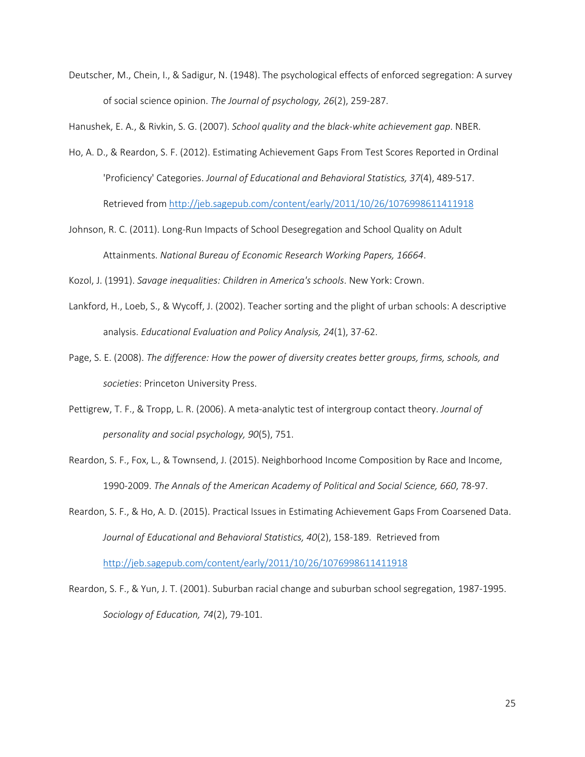Deutscher, M., Chein, I., & Sadigur, N. (1948). The psychological effects of enforced segregation: A survey of social science opinion. *The Journal of psychology, 26*(2), 259-287.

Hanushek, E. A., & Rivkin, S. G. (2007). *School quality and the black-white achievement gap*. NBER.

Ho, A. D., & Reardon, S. F. (2012). Estimating Achievement Gaps From Test Scores Reported in Ordinal 'Proficiency' Categories. *Journal of Educational and Behavioral Statistics, 37*(4), 489-517. Retrieved from http://jeb.sagepub.com/content/early/2011/10/26/1076998611411918

Johnson, R. C. (2011). Long-Run Impacts of School Desegregation and School Quality on Adult Attainments. *National Bureau of Economic Research Working Papers, 16664*.

Kozol, J. (1991). *Savage inequalities: Children in America's schools*. New York: Crown.

Lankford, H., Loeb, S., & Wycoff, J. (2002). Teacher sorting and the plight of urban schools: A descriptive analysis. *Educational Evaluation and Policy Analysis, 24*(1), 37-62.

Page, S. E. (2008). *The difference: How the power of diversity creates better groups, firms, schools, and societies*: Princeton University Press.

Pettigrew, T. F., & Tropp, L. R. (2006). A meta-analytic test of intergroup contact theory. *Journal of personality and social psychology, 90*(5), 751.

Reardon, S. F., Fox, L., & Townsend, J. (2015). Neighborhood Income Composition by Race and Income, 1990-2009. *The Annals of the American Academy of Political and Social Science, 660*, 78-97.

Reardon, S. F., & Ho, A. D. (2015). Practical Issues in Estimating Achievement Gaps From Coarsened Data. *Journal of Educational and Behavioral Statistics, 40*(2), 158-189. Retrieved from http://jeb.sagepub.com/content/early/2011/10/26/1076998611411918

Reardon, S. F., & Yun, J. T. (2001). Suburban racial change and suburban school segregation, 1987-1995. *Sociology of Education, 74*(2), 79-101.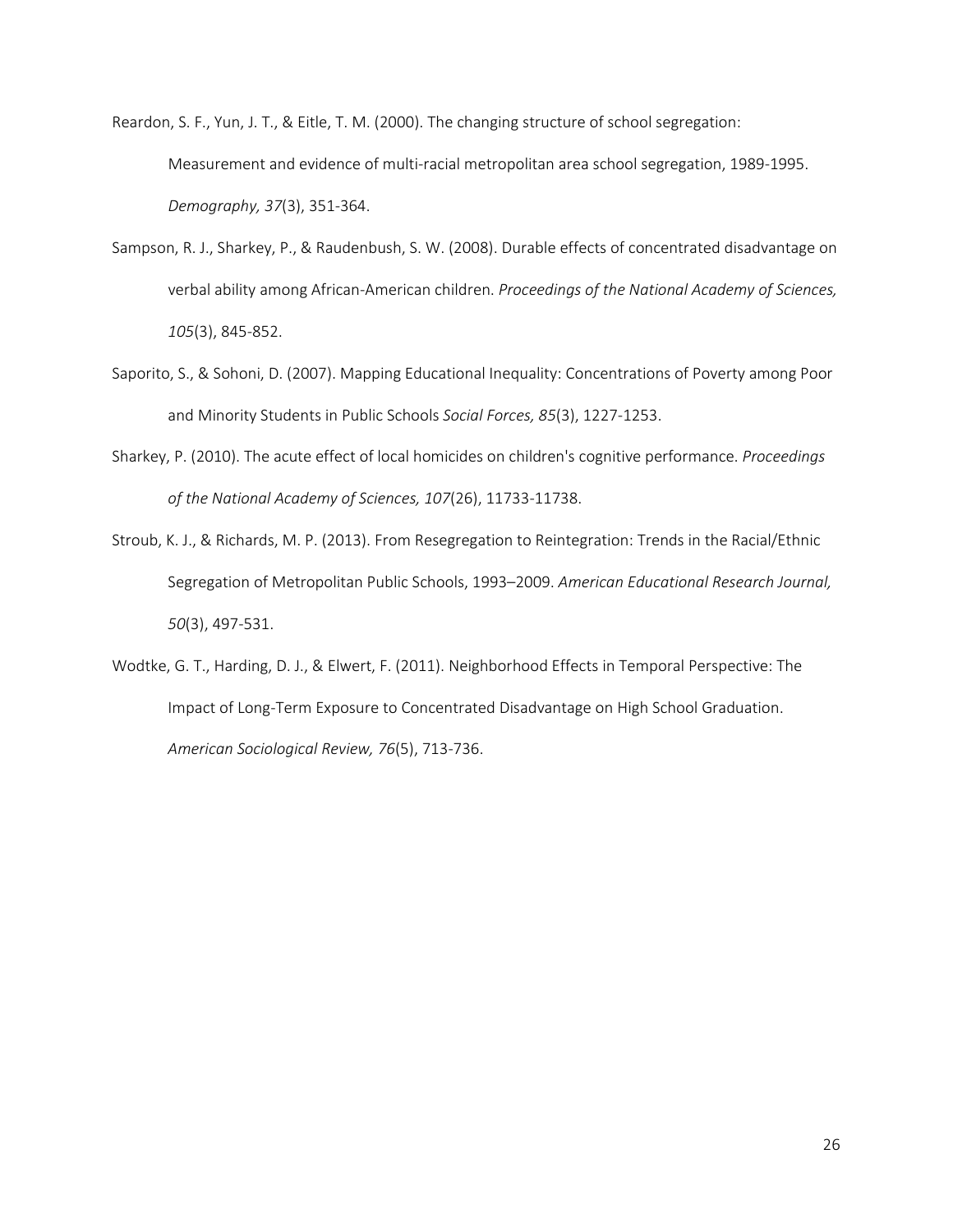Reardon, S. F., Yun, J. T., & Eitle, T. M. (2000). The changing structure of school segregation: Measurement and evidence of multi-racial metropolitan area school segregation, 1989-1995. *Demography, 37*(3), 351-364.

Sampson, R. J., Sharkey, P., & Raudenbush, S. W. (2008). Durable effects of concentrated disadvantage on verbal ability among African-American children. *Proceedings of the National Academy of Sciences, 105*(3), 845-852.

Saporito, S., & Sohoni, D. (2007). Mapping Educational Inequality: Concentrations of Poverty among Poor and Minority Students in Public Schools *Social Forces, 85*(3), 1227-1253.

Sharkey, P. (2010). The acute effect of local homicides on children's cognitive performance. *Proceedings of the National Academy of Sciences, 107*(26), 11733-11738.

Stroub, K. J., & Richards, M. P. (2013). From Resegregation to Reintegration: Trends in the Racial/Ethnic Segregation of Metropolitan Public Schools, 1993–2009. *American Educational Research Journal, 50*(3), 497-531.

Wodtke, G. T., Harding, D. J., & Elwert, F. (2011). Neighborhood Effects in Temporal Perspective: The Impact of Long-Term Exposure to Concentrated Disadvantage on High School Graduation. *American Sociological Review, 76*(5), 713-736.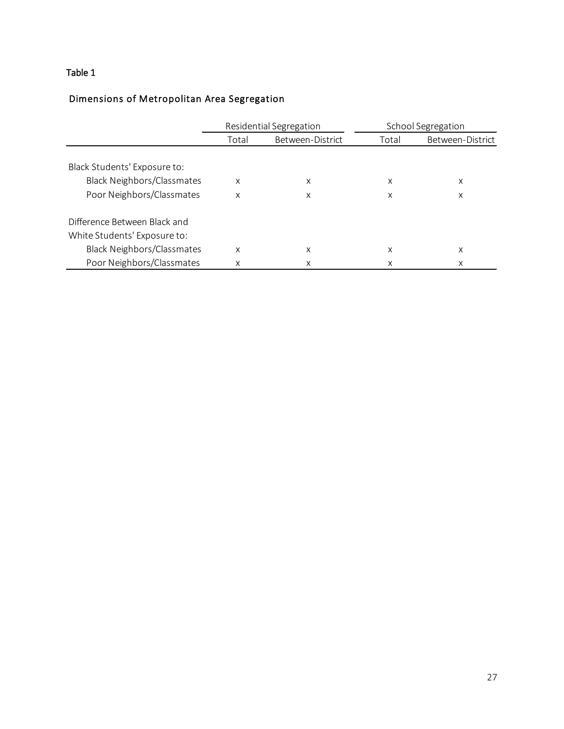Table 1

Dimensions of Metropolitan Area Segregation

| | Residential Segregation | | School Segregation | |
|---|---|---|---|---|
| | Total | Between-District | Total | Between-District |
| Black Students' Exposure to: | | | | |
| Black Neighbors/Classmates | x | x | x | x |
| Poor Neighbors/Classmates | x | x | x | x |
| Difference Between Black and White Students' Exposure to: | | | | |
| Black Neighbors/Classmates | x | x | x | x |
| Poor Neighbors/Classmates | x | x | x | x |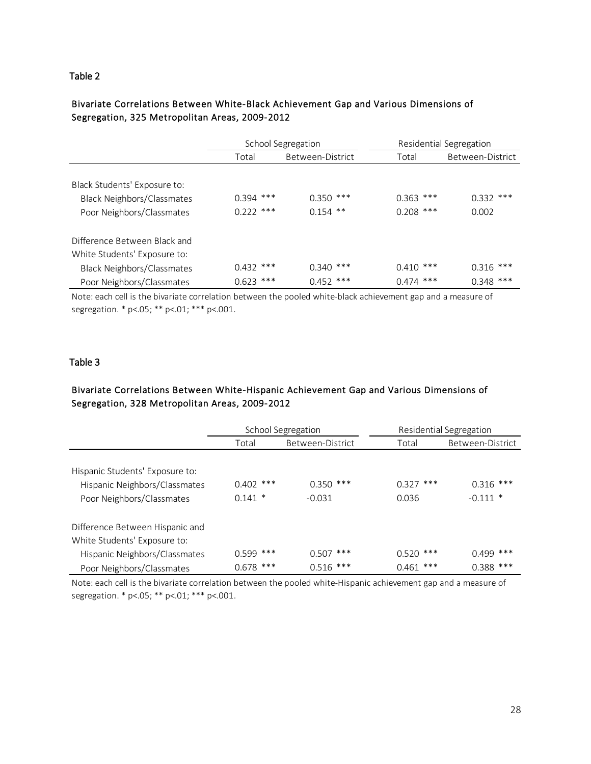## Table 2

### Bivariate Correlations Between White-Black Achievement Gap and Various Dimensions of Segregation, 325 Metropolitan Areas, 2009-2012

| | School Segregation | | Residential Segregation | |
|---|---|---|---|---|
| | Total | Between-District | Total | Between-District |
| Black Students' Exposure to: | | | | |
| Black Neighbors/Classmates | 0.394 *** | 0.350 *** | 0.363 *** | 0.332 *** |
| Poor Neighbors/Classmates | 0.222 *** | 0.154 ** | 0.208 *** | 0.002 |
| Difference Between Black and White Students' Exposure to: | | | | |
| Black Neighbors/Classmates | 0.432 *** | 0.340 *** | 0.410 *** | 0.316 *** |
| Poor Neighbors/Classmates | 0.623 *** | 0.452 *** | 0.474 *** | 0.348 *** |

Note: each cell is the bivariate correlation between the pooled white-black achievement gap and a measure of segregation. * p<.05; ** p<.01; *** p<.001.

## Table 3

### Bivariate Correlations Between White-Hispanic Achievement Gap and Various Dimensions of Segregation, 328 Metropolitan Areas, 2009-2012

| | School Segregation | | Residential Segregation | |
|---|---|---|---|---|
| | Total | Between-District | Total | Between-District |
| Hispanic Students' Exposure to: | | | | |
| Hispanic Neighbors/Classmates | 0.402 *** | 0.350 *** | 0.327 *** | 0.316 *** |
| Poor Neighbors/Classmates | 0.141 * | -0.031 | 0.036 | -0.111 * |
| Difference Between Hispanic and White Students' Exposure to: | | | | |
| Hispanic Neighbors/Classmates | 0.599 *** | 0.507 *** | 0.520 *** | 0.499 *** |
| Poor Neighbors/Classmates | 0.678 *** | 0.516 *** | 0.461 *** | 0.388 *** |

Note: each cell is the bivariate correlation between the pooled white-Hispanic achievement gap and a measure of segregation. * p<.05; ** p<.01; *** p<.001.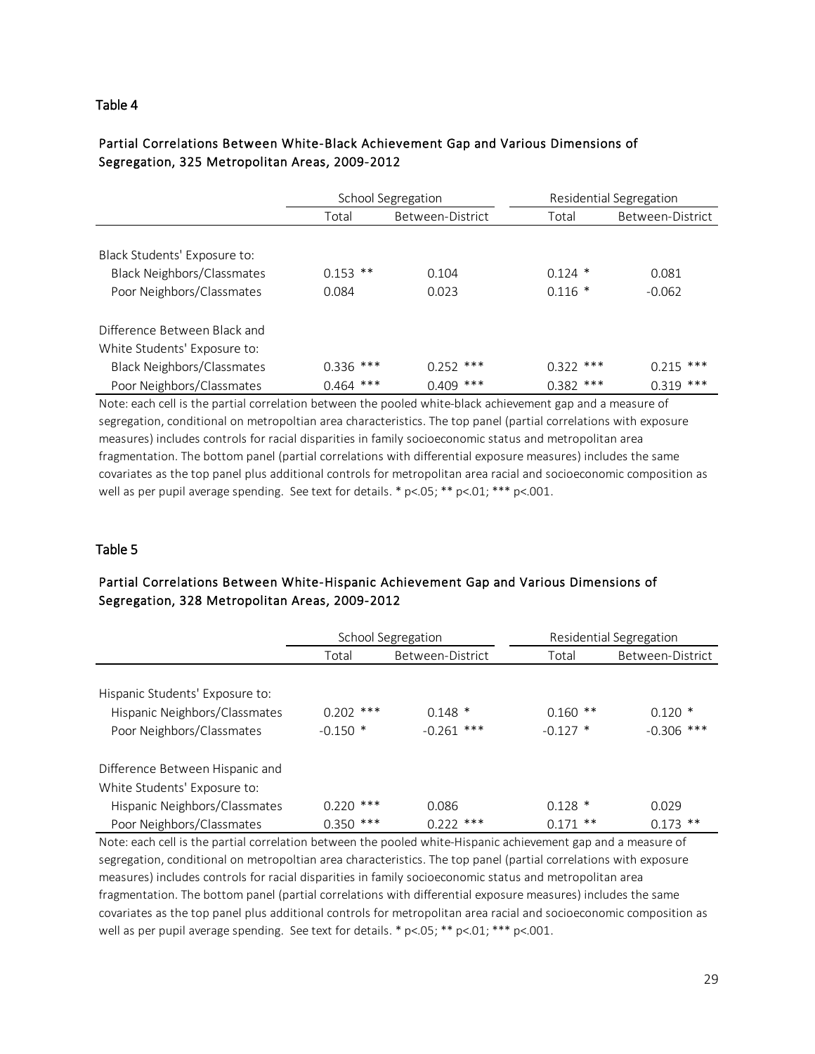Table 4

Partial Correlations Between White-Black Achievement Gap and Various Dimensions of Segregation, 325 Metropolitan Areas, 2009-2012

| | School Segregation | | Residential Segregation | |
|---|---|---|---|---|
| | Total | Between-District | Total | Between-District |
| Black Students' Exposure to: | | | | |
| Black Neighbors/Classmates | 0.153 ** | 0.104 | 0.124 * | 0.081 |
| Poor Neighbors/Classmates | 0.084 | 0.023 | 0.116 * | -0.062 |
| Difference Between Black and White Students' Exposure to: | | | | |
| Black Neighbors/Classmates | 0.336 *** | 0.252 *** | 0.322 *** | 0.215 *** |
| Poor Neighbors/Classmates | 0.464 *** | 0.409 *** | 0.382 *** | 0.319 *** |

Note: each cell is the partial correlation between the pooled white-black achievement gap and a measure of segregation, conditional on metropoltian area characteristics. The top panel (partial correlations with exposure measures) includes controls for racial disparities in family socioeconomic status and metropolitan area fragmentation. The bottom panel (partial correlations with differential exposure measures) includes the same covariates as the top panel plus additional controls for metropolitan area racial and socioeconomic composition as well as per pupil average spending. See text for details. * p<.05; ** p<.01; *** p<.001.

Table 5

Partial Correlations Between White-Hispanic Achievement Gap and Various Dimensions of Segregation, 328 Metropolitan Areas, 2009-2012

| | School Segregation | | Residential Segregation | |
|---|---|---|---|---|
| | Total | Between-District | Total | Between-District |
| Hispanic Students' Exposure to: | | | | |
| Hispanic Neighbors/Classmates | 0.202 *** | 0.148 * | 0.160 ** | 0.120 * |
| Poor Neighbors/Classmates | -0.150 * | -0.261 *** | -0.127 * | -0.306 *** |
| Difference Between Hispanic and White Students' Exposure to: | | | | |
| Hispanic Neighbors/Classmates | 0.220 *** | 0.086 | 0.128 * | 0.029 |
| Poor Neighbors/Classmates | 0.350 *** | 0.222 *** | 0.171 ** | 0.173 ** |

Note: each cell is the partial correlation between the pooled white-Hispanic achievement gap and a measure of segregation, conditional on metropoltian area characteristics. The top panel (partial correlations with exposure measures) includes controls for racial disparities in family socioeconomic status and metropolitan area fragmentation. The bottom panel (partial correlations with differential exposure measures) includes the same covariates as the top panel plus additional controls for metropolitan area racial and socioeconomic composition as well as per pupil average spending. See text for details. * p<.05; ** p<.01; *** p<.001.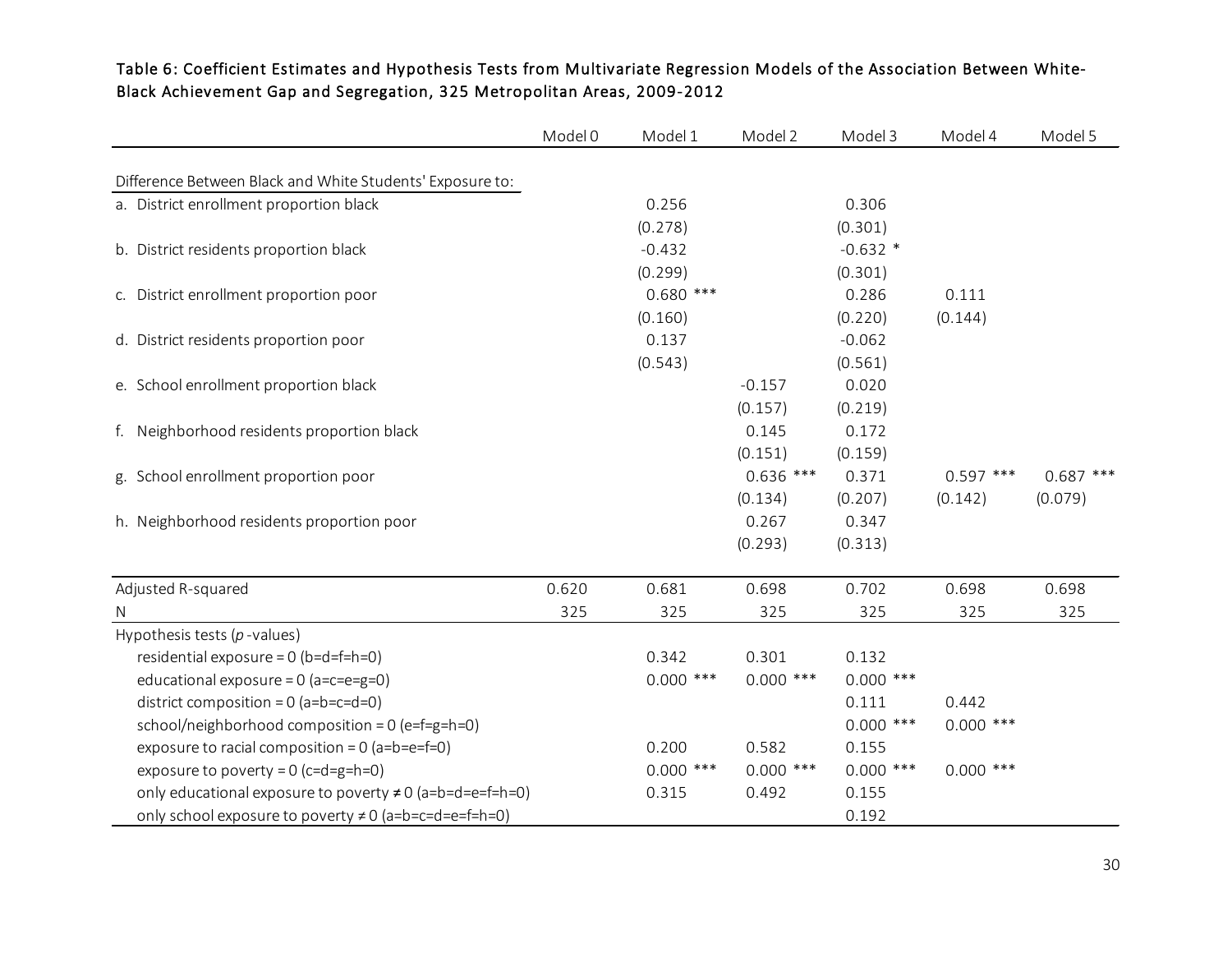Table 6: Coefficient Estimates and Hypothesis Tests from Multivariate Regression Models of the Association Between White-Black Achievement Gap and Segregation, 325 Metropolitan Areas, 2009-2012

| | Model 0 | Model 1 | Model 2 | Model 3 | Model 4 | Model 5 |
|---|---|---|---|---|---|---|
| Difference Between Black and White Students' Exposure to: | | | | | | |
| a. District enrollment proportion black | | 0.256 | | 0.306 | | |
| | | (0.278) | | (0.301) | | |
| b. District residents proportion black | | -0.432 | | -0.632 * | | |
| | | (0.299) | | (0.301) | | |
| c. District enrollment proportion poor | | 0.680 *** | | 0.286 | 0.111 | |
| | | (0.160) | | (0.220) | (0.144) | |
| d. District residents proportion poor | | 0.137 | | -0.062 | | |
| | | (0.543) | | (0.561) | | |
| e. School enrollment proportion black | | | -0.157 | 0.020 | | |
| | | | (0.157) | (0.219) | | |
| f. Neighborhood residents proportion black | | | 0.145 | 0.172 | | |
| | | | (0.151) | (0.159) | | |
| g. School enrollment proportion poor | | | 0.636 *** | 0.371 | 0.597 *** | 0.687 *** |
| | | | (0.134) | (0.207) | (0.142) | (0.079) |
| h. Neighborhood residents proportion poor | | | 0.267 | 0.347 | | |
| | | | (0.293) | (0.313) | | |
| Adjusted R-squared | 0.620 | 0.681 | 0.698 | 0.702 | 0.698 | 0.698 |
| N | 325 | 325 | 325 | 325 | 325 | 325 |
| Hypothesis tests (*p*-values) | | | | | | |
| residential exposure = 0 (b=d=f=h=0) | | 0.342 | 0.301 | 0.132 | | |
| educational exposure = 0 (a=c=e=g=0) | | 0.000 *** | 0.000 *** | 0.000 *** | | |
| district composition = 0 (a=b=c=d=0) | | | | 0.111 | 0.442 | |
| school/neighborhood composition = 0 (e=f=g=h=0) | | | | 0.000 *** | 0.000 *** | |
| exposure to racial composition = 0 (a=b=e=f=0) | | 0.200 | 0.582 | 0.155 | | |
| exposure to poverty = 0 (c=d=g=h=0) | | 0.000 *** | 0.000 *** | 0.000 *** | 0.000 *** | |
| only educational exposure to poverty ≠ 0 (a=b=d=e=f=h=0) | | 0.315 | 0.492 | 0.155 | | |
| only school exposure to poverty ≠ 0 (a=b=c=d=e=f=h=0) | | | | 0.192 | | |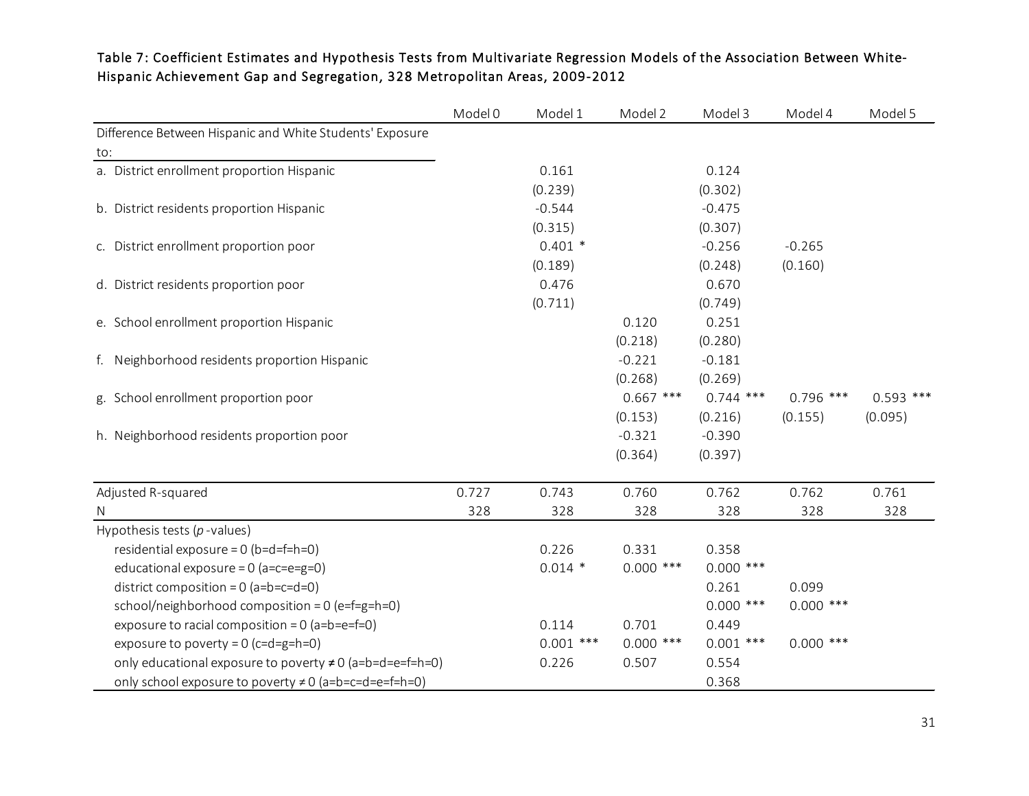Table 7: Coefficient Estimates and Hypothesis Tests from Multivariate Regression Models of the Association Between White-Hispanic Achievement Gap and Segregation, 328 Metropolitan Areas, 2009-2012

| | Model 0 | Model 1 | Model 2 | Model 3 | Model 4 | Model 5 |
|---|---|---|---|---|---|---|
| Difference Between Hispanic and White Students' Exposure to: | | | | | | |
| a. District enrollment proportion Hispanic | | 0.161 | | 0.124 | | |
| | | (0.239) | | (0.302) | | |
| b. District residents proportion Hispanic | | -0.544 | | -0.475 | | |
| | | (0.315) | | (0.307) | | |
| c. District enrollment proportion poor | | 0.401 * | | -0.256 | -0.265 | |
| | | (0.189) | | (0.248) | (0.160) | |
| d. District residents proportion poor | | 0.476 | | 0.670 | | |
| | | (0.711) | | (0.749) | | |
| e. School enrollment proportion Hispanic | | | 0.120 | 0.251 | | |
| | | | (0.218) | (0.280) | | |
| f. Neighborhood residents proportion Hispanic | | | -0.221 | -0.181 | | |
| | | | (0.268) | (0.269) | | |
| g. School enrollment proportion poor | | | 0.667 *** | 0.744 *** | 0.796 *** | 0.593 *** |
| | | | (0.153) | (0.216) | (0.155) | (0.095) |
| h. Neighborhood residents proportion poor | | | -0.321 | -0.390 | | |
| | | | (0.364) | (0.397) | | |
| Adjusted R-squared | 0.727 | 0.743 | 0.760 | 0.762 | 0.762 | 0.761 |
| N | 328 | 328 | 328 | 328 | 328 | 328 |
| Hypothesis tests (*p*-values) | | | | | | |
| residential exposure = 0 (b=d=f=h=0) | | 0.226 | 0.331 | 0.358 | | |
| educational exposure = 0 (a=c=e=g=0) | | 0.014 * | 0.000 *** | 0.000 *** | | |
| district composition = 0 (a=b=c=d=0) | | | | 0.261 | 0.099 | |
| school/neighborhood composition = 0 (e=f=g=h=0) | | | | 0.000 *** | 0.000 *** | |
| exposure to racial composition = 0 (a=b=e=f=0) | | 0.114 | 0.701 | 0.449 | | |
| exposure to poverty = 0 (c=d=g=h=0) | | 0.001 *** | 0.000 *** | 0.001 *** | 0.000 *** | |
| only educational exposure to poverty ≠ 0 (a=b=d=e=f=h=0) | | 0.226 | 0.507 | 0.554 | | |
| only school exposure to poverty ≠ 0 (a=b=c=d=e=f=h=0) | | | | 0.368 | | |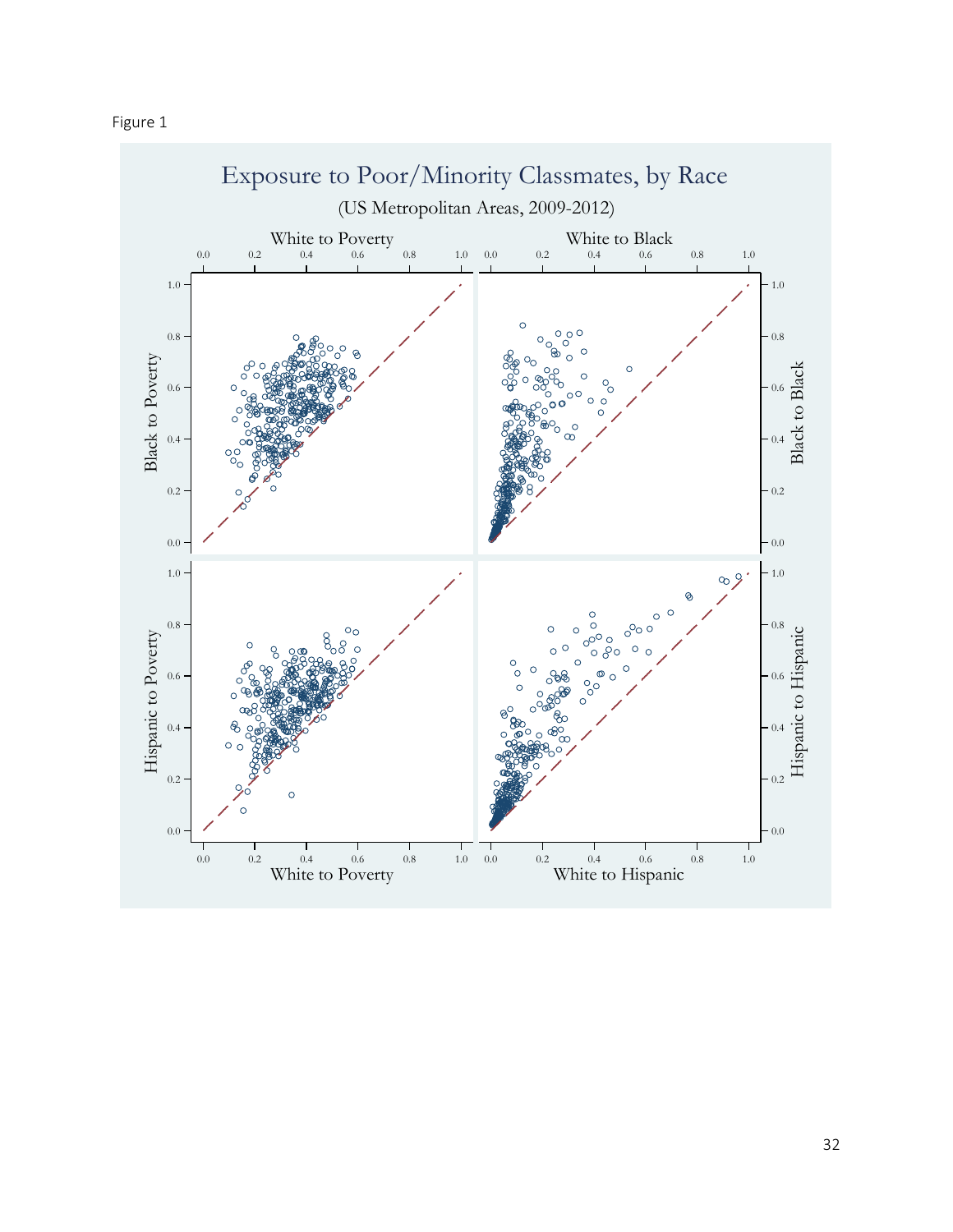Figure 1

Exposure to Poor/Minority Classmates, by Race

(US Metropolitan Areas, 2009-2012)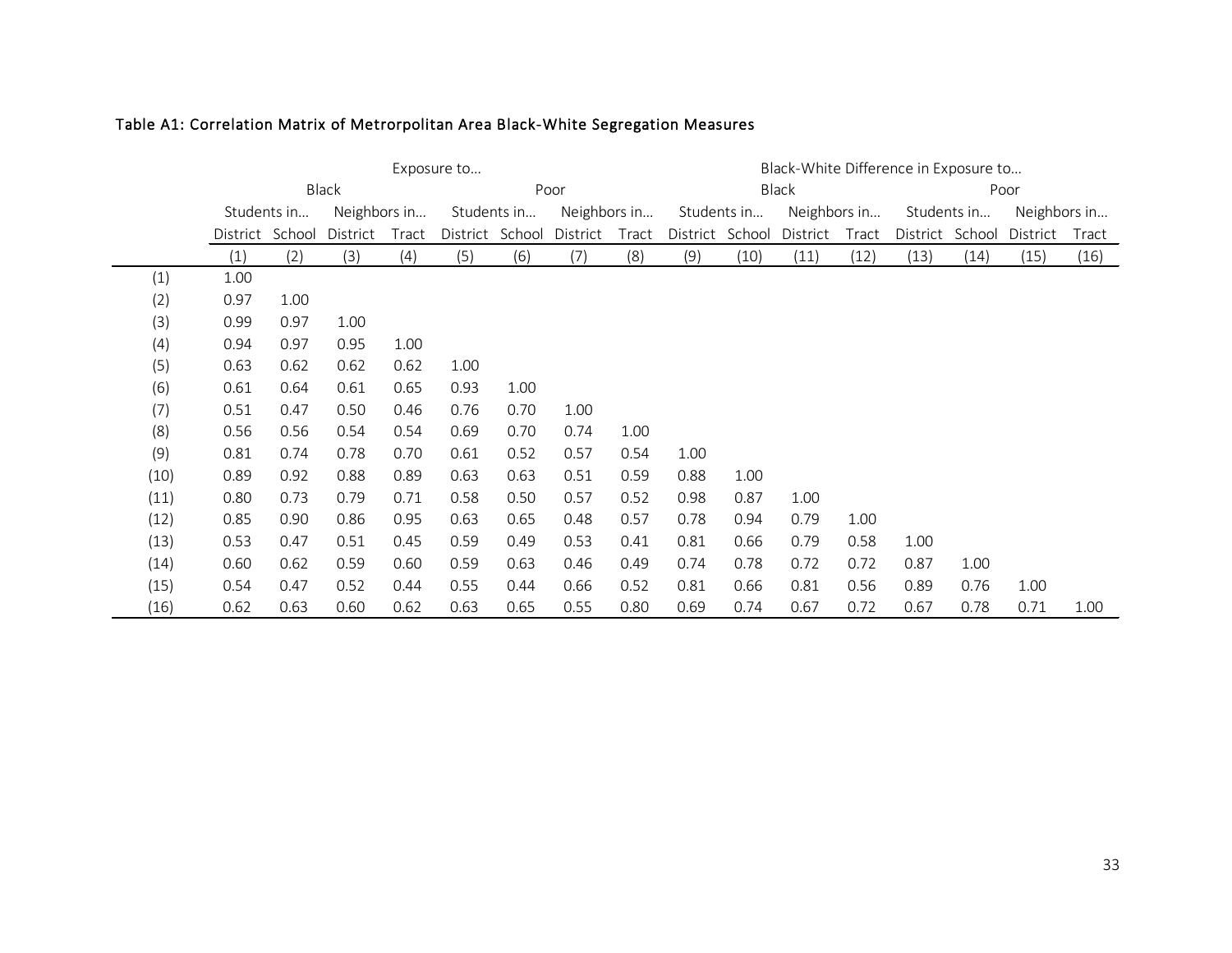Table A1: Correlation Matrix of Metrorpolitan Area Black-White Segregation Measures

| | Exposure to… | | | | | | | | Black-White Difference in Exposure to… | | | | | | | |
|---|---|---|---|---|---|---|---|---|---|---|---|---|---|---|---|---|
| | Black | | | | Poor | | | | Black | | | | Poor | | | |
| | Students in… | | Neighbors in… | | Students in… | | Neighbors in… | | Students in… | | Neighbors in… | | Students in… | | Neighbors in… | |
| | District | School | District | Tract | District | School | District | Tract | District | School | District | Tract | District | School | District | Tract |
| | (1) | (2) | (3) | (4) | (5) | (6) | (7) | (8) | (9) | (10) | (11) | (12) | (13) | (14) | (15) | (16) |
| (1) | 1.00 | | | | | | | | | | | | | | | |
| (2) | 0.97 | 1.00 | | | | | | | | | | | | | | |
| (3) | 0.99 | 0.97 | 1.00 | | | | | | | | | | | | | |
| (4) | 0.94 | 0.97 | 0.95 | 1.00 | | | | | | | | | | | | |
| (5) | 0.63 | 0.62 | 0.62 | 0.62 | 1.00 | | | | | | | | | | | |
| (6) | 0.61 | 0.64 | 0.61 | 0.65 | 0.93 | 1.00 | | | | | | | | | | |
| (7) | 0.51 | 0.47 | 0.50 | 0.46 | 0.76 | 0.70 | 1.00 | | | | | | | | | |
| (8) | 0.56 | 0.56 | 0.54 | 0.54 | 0.69 | 0.70 | 0.74 | 1.00 | | | | | | | | |
| (9) | 0.81 | 0.74 | 0.78 | 0.70 | 0.61 | 0.52 | 0.57 | 0.54 | 1.00 | | | | | | | |
| (10) | 0.89 | 0.92 | 0.88 | 0.89 | 0.63 | 0.63 | 0.51 | 0.59 | 0.88 | 1.00 | | | | | | |
| (11) | 0.80 | 0.73 | 0.79 | 0.71 | 0.58 | 0.50 | 0.57 | 0.52 | 0.98 | 0.87 | 1.00 | | | | | |
| (12) | 0.85 | 0.90 | 0.86 | 0.95 | 0.63 | 0.65 | 0.48 | 0.57 | 0.78 | 0.94 | 0.79 | 1.00 | | | | |
| (13) | 0.53 | 0.47 | 0.51 | 0.45 | 0.59 | 0.49 | 0.53 | 0.41 | 0.81 | 0.66 | 0.79 | 0.58 | 1.00 | | | |
| (14) | 0.60 | 0.62 | 0.59 | 0.60 | 0.59 | 0.63 | 0.46 | 0.49 | 0.74 | 0.78 | 0.72 | 0.72 | 0.87 | 1.00 | | |
| (15) | 0.54 | 0.47 | 0.52 | 0.44 | 0.55 | 0.44 | 0.66 | 0.52 | 0.81 | 0.66 | 0.81 | 0.56 | 0.89 | 0.76 | 1.00 | |
| (16) | 0.62 | 0.63 | 0.60 | 0.62 | 0.63 | 0.65 | 0.55 | 0.80 | 0.69 | 0.74 | 0.67 | 0.72 | 0.67 | 0.78 | 0.71 | 1.00 |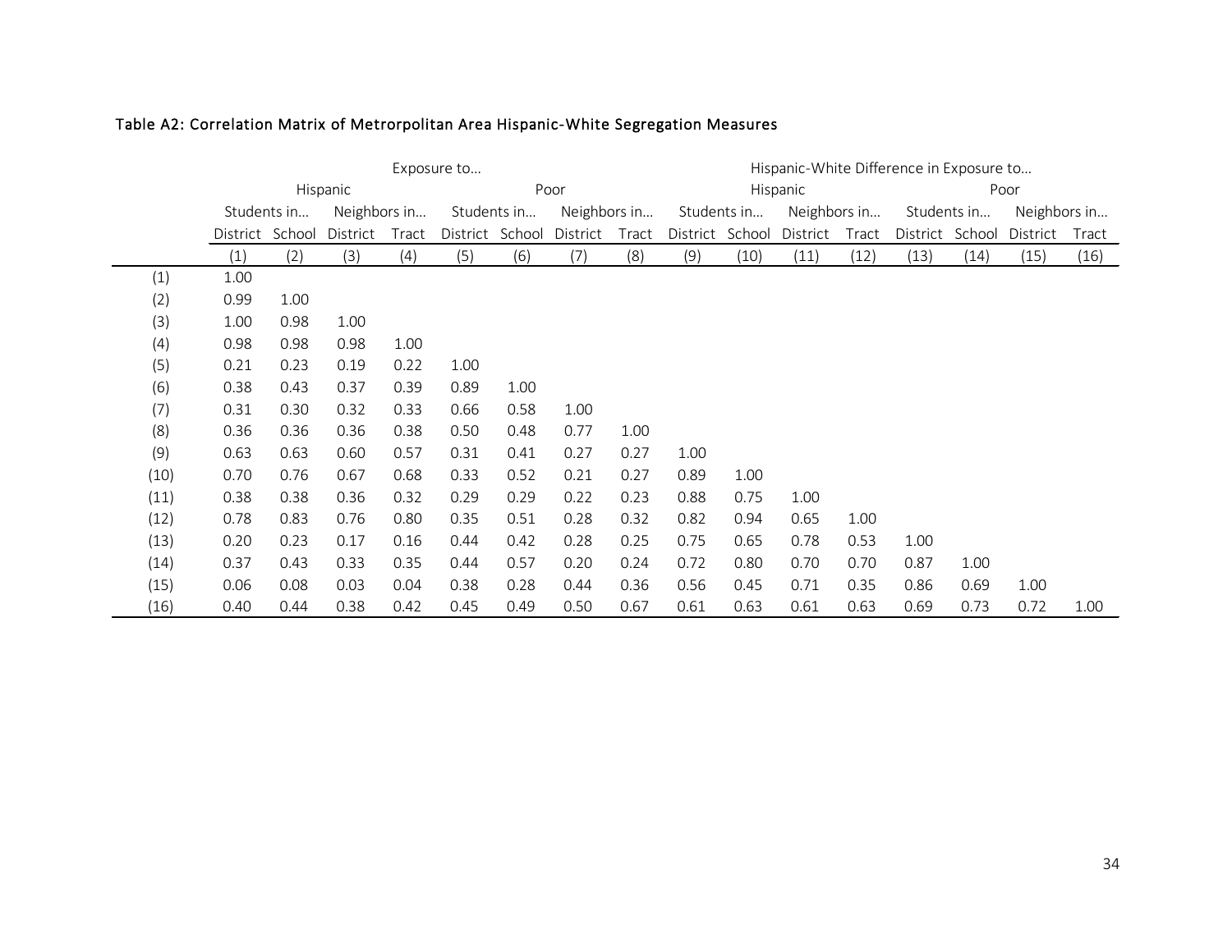## Table A2: Correlation Matrix of Metrorpolitan Area Hispanic-White Segregation Measures

| | Exposure to… | | | | | | | | Hispanic-White Difference in Exposure to… | | | | | | | |
|---|---|---|---|---|---|---|---|---|---|---|---|---|---|---|---|---|
| | Hispanic | | | | Poor | | | | Hispanic | | | | Poor | | | |
| | Students in… | | Neighbors in… | | Students in… | | Neighbors in… | | Students in… | | Neighbors in… | | Students in… | | Neighbors in… | |
| | District | School | District | Tract | District | School | District | Tract | District | School | District | Tract | District | School | District | Tract |
| | (1) | (2) | (3) | (4) | (5) | (6) | (7) | (8) | (9) | (10) | (11) | (12) | (13) | (14) | (15) | (16) |
| (1) | 1.00 | | | | | | | | | | | | | | | |
| (2) | 0.99 | 1.00 | | | | | | | | | | | | | | |
| (3) | 1.00 | 0.98 | 1.00 | | | | | | | | | | | | | |
| (4) | 0.98 | 0.98 | 0.98 | 1.00 | | | | | | | | | | | | |
| (5) | 0.21 | 0.23 | 0.19 | 0.22 | 1.00 | | | | | | | | | | | |
| (6) | 0.38 | 0.43 | 0.37 | 0.39 | 0.89 | 1.00 | | | | | | | | | | |
| (7) | 0.31 | 0.30 | 0.32 | 0.33 | 0.66 | 0.58 | 1.00 | | | | | | | | | |
| (8) | 0.36 | 0.36 | 0.36 | 0.38 | 0.50 | 0.48 | 0.77 | 1.00 | | | | | | | | |
| (9) | 0.63 | 0.63 | 0.60 | 0.57 | 0.31 | 0.41 | 0.27 | 0.27 | 1.00 | | | | | | | |
| (10) | 0.70 | 0.76 | 0.67 | 0.68 | 0.33 | 0.52 | 0.21 | 0.27 | 0.89 | 1.00 | | | | | | |
| (11) | 0.38 | 0.38 | 0.36 | 0.32 | 0.29 | 0.29 | 0.22 | 0.23 | 0.88 | 0.75 | 1.00 | | | | | |
| (12) | 0.78 | 0.83 | 0.76 | 0.80 | 0.35 | 0.51 | 0.28 | 0.32 | 0.82 | 0.94 | 0.65 | 1.00 | | | | |
| (13) | 0.20 | 0.23 | 0.17 | 0.16 | 0.44 | 0.42 | 0.28 | 0.25 | 0.75 | 0.65 | 0.78 | 0.53 | 1.00 | | | |
| (14) | 0.37 | 0.43 | 0.33 | 0.35 | 0.44 | 0.57 | 0.20 | 0.24 | 0.72 | 0.80 | 0.70 | 0.70 | 0.87 | 1.00 | | |
| (15) | 0.06 | 0.08 | 0.03 | 0.04 | 0.38 | 0.28 | 0.44 | 0.36 | 0.56 | 0.45 | 0.71 | 0.35 | 0.86 | 0.69 | 1.00 | |
| (16) | 0.40 | 0.44 | 0.38 | 0.42 | 0.45 | 0.49 | 0.50 | 0.67 | 0.61 | 0.63 | 0.61 | 0.63 | 0.69 | 0.73 | 0.72 | 1.00 |